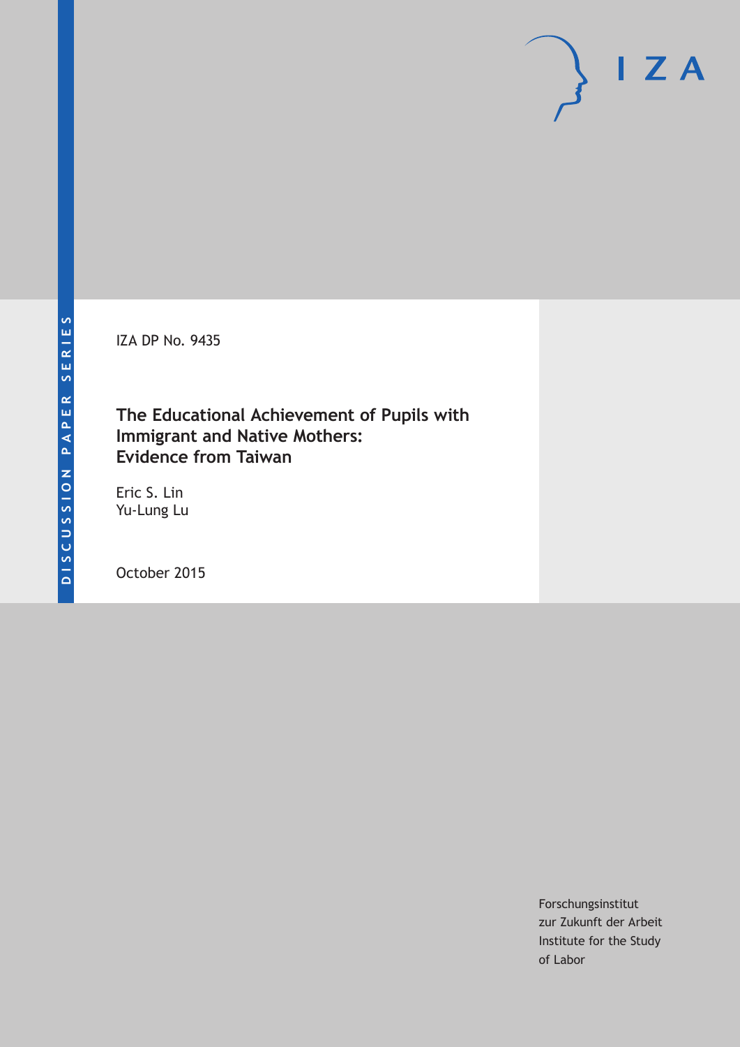DISCUSSION PAPER SERIES

IZA DP No. 9435

# The Educational Achievement of Pupils with Immigrant and Native Mothers: Evidence from Taiwan

Eric S. Lin
Yu-Lung Lu

October 2015

Forschungsinstitut
zur Zukunft der Arbeit
Institute for the Study
of Labor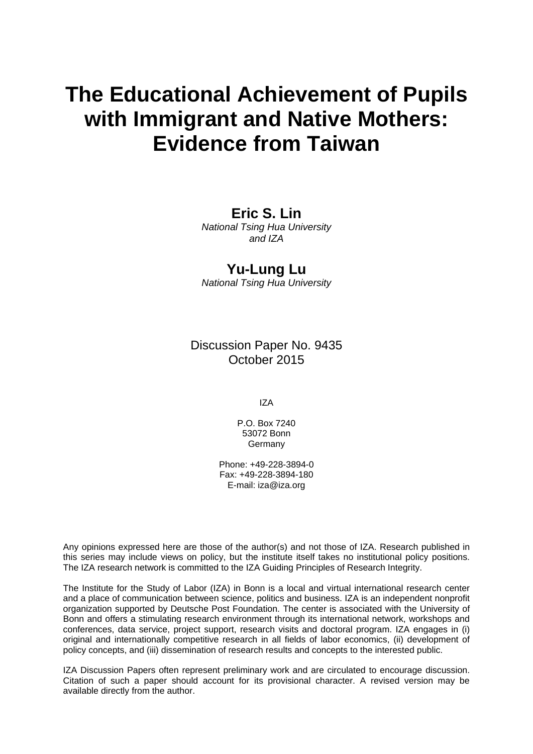# The Educational Achievement of Pupils with Immigrant and Native Mothers: Evidence from Taiwan

**Eric S. Lin**
*National Tsing Hua University and IZA*

**Yu-Lung Lu**
*National Tsing Hua University*

Discussion Paper No. 9435
October 2015

IZA

P.O. Box 7240
53072 Bonn
Germany

Phone: +49-228-3894-0
Fax: +49-228-3894-180
E-mail: iza@iza.org

Any opinions expressed here are those of the author(s) and not those of IZA. Research published in this series may include views on policy, but the institute itself takes no institutional policy positions. The IZA research network is committed to the IZA Guiding Principles of Research Integrity.

The Institute for the Study of Labor (IZA) in Bonn is a local and virtual international research center and a place of communication between science, politics and business. IZA is an independent nonprofit organization supported by Deutsche Post Foundation. The center is associated with the University of Bonn and offers a stimulating research environment through its international network, workshops and conferences, data service, project support, research visits and doctoral program. IZA engages in (i) original and internationally competitive research in all fields of labor economics, (ii) development of policy concepts, and (iii) dissemination of research results and concepts to the interested public.

IZA Discussion Papers often represent preliminary work and are circulated to encourage discussion. Citation of such a paper should account for its provisional character. A revised version may be available directly from the author.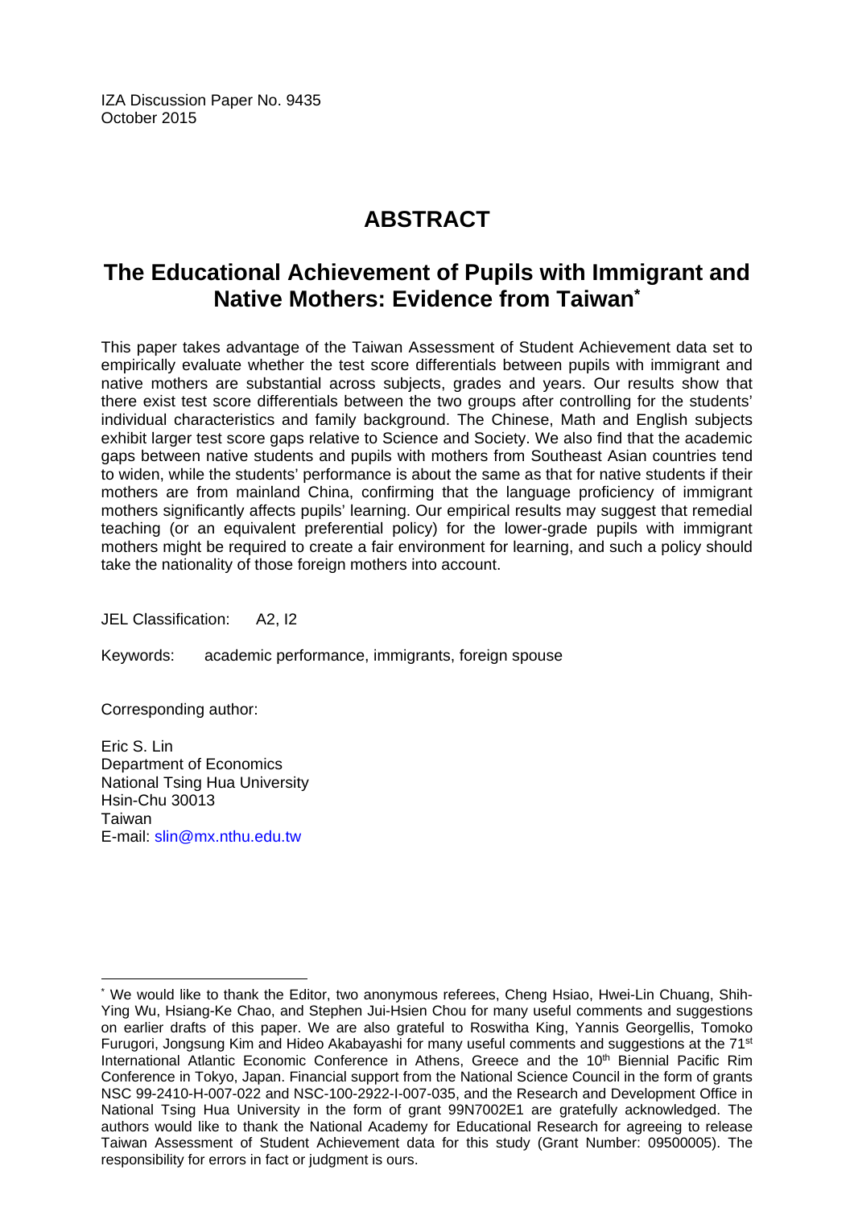IZA Discussion Paper No. 9435
October 2015

# ABSTRACT

## The Educational Achievement of Pupils with Immigrant and Native Mothers: Evidence from Taiwan*

This paper takes advantage of the Taiwan Assessment of Student Achievement data set to empirically evaluate whether the test score differentials between pupils with immigrant and native mothers are substantial across subjects, grades and years. Our results show that there exist test score differentials between the two groups after controlling for the students' individual characteristics and family background. The Chinese, Math and English subjects exhibit larger test score gaps relative to Science and Society. We also find that the academic gaps between native students and pupils with mothers from Southeast Asian countries tend to widen, while the students' performance is about the same as that for native students if their mothers are from mainland China, confirming that the language proficiency of immigrant mothers significantly affects pupils' learning. Our empirical results may suggest that remedial teaching (or an equivalent preferential policy) for the lower-grade pupils with immigrant mothers might be required to create a fair environment for learning, and such a policy should take the nationality of those foreign mothers into account.

JEL Classification: A2, I2

Keywords: academic performance, immigrants, foreign spouse

Corresponding author:

Eric S. Lin
Department of Economics
National Tsing Hua University
Hsin-Chu 30013
Taiwan
E-mail: slin@mx.nthu.edu.tw

---

* We would like to thank the Editor, two anonymous referees, Cheng Hsiao, Hwei-Lin Chuang, Shih-Ying Wu, Hsiang-Ke Chao, and Stephen Jui-Hsien Chou for many useful comments and suggestions on earlier drafts of this paper. We are also grateful to Roswitha King, Yannis Georgellis, Tomoko Furugori, Jongsung Kim and Hideo Akabayashi for many useful comments and suggestions at the 71st International Atlantic Economic Conference in Athens, Greece and the 10th Biennial Pacific Rim Conference in Tokyo, Japan. Financial support from the National Science Council in the form of grants NSC 99-2410-H-007-022 and NSC-100-2922-I-007-035, and the Research and Development Office in National Tsing Hua University in the form of grant 99N7002E1 are gratefully acknowledged. The authors would like to thank the National Academy for Educational Research for agreeing to release Taiwan Assessment of Student Achievement data for this study (Grant Number: 09500005). The responsibility for errors in fact or judgment is ours.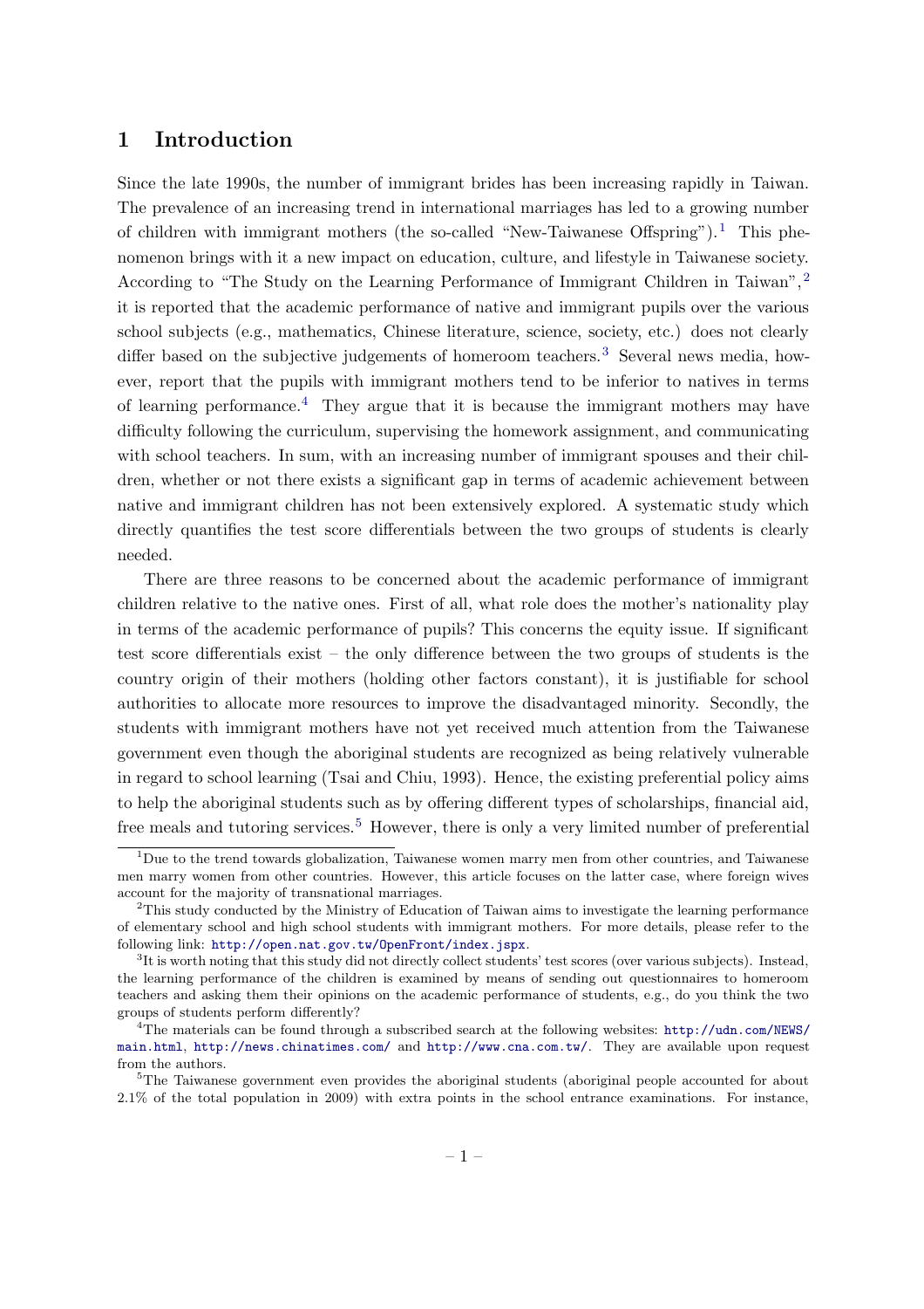# 1 Introduction

Since the late 1990s, the number of immigrant brides has been increasing rapidly in Taiwan. The prevalence of an increasing trend in international marriages has led to a growing number of children with immigrant mothers (the so-called "New-Taiwanese Offspring").[1] This phenomenon brings with it a new impact on education, culture, and lifestyle in Taiwanese society. According to "The Study on the Learning Performance of Immigrant Children in Taiwan",[2] it is reported that the academic performance of native and immigrant pupils over the various school subjects (e.g., mathematics, Chinese literature, science, society, etc.) does not clearly differ based on the subjective judgements of homeroom teachers.[3] Several news media, however, report that the pupils with immigrant mothers tend to be inferior to natives in terms of learning performance.[4] They argue that it is because the immigrant mothers may have difficulty following the curriculum, supervising the homework assignment, and communicating with school teachers. In sum, with an increasing number of immigrant spouses and their children, whether or not there exists a significant gap in terms of academic achievement between native and immigrant children has not been extensively explored. A systematic study which directly quantifies the test score differentials between the two groups of students is clearly needed.

There are three reasons to be concerned about the academic performance of immigrant children relative to the native ones. First of all, what role does the mother's nationality play in terms of the academic performance of pupils? This concerns the equity issue. If significant test score differentials exist – the only difference between the two groups of students is the country origin of their mothers (holding other factors constant), it is justifiable for school authorities to allocate more resources to improve the disadvantaged minority. Secondly, the students with immigrant mothers have not yet received much attention from the Taiwanese government even though the aboriginal students are recognized as being relatively vulnerable in regard to school learning (Tsai and Chiu, 1993). Hence, the existing preferential policy aims to help the aboriginal students such as by offering different types of scholarships, financial aid, free meals and tutoring services.[5] However, there is only a very limited number of preferential

[1] Due to the trend towards globalization, Taiwanese women marry men from other countries, and Taiwanese men marry women from other countries. However, this article focuses on the latter case, where foreign wives account for the majority of transnational marriages.

[2] This study conducted by the Ministry of Education of Taiwan aims to investigate the learning performance of elementary school and high school students with immigrant mothers. For more details, please refer to the following link: http://open.nat.gov.tw/OpenFront/index.jspx.

[3] It is worth noting that this study did not directly collect students' test scores (over various subjects). Instead, the learning performance of the children is examined by means of sending out questionnaires to homeroom teachers and asking them their opinions on the academic performance of students, e.g., do you think the two groups of students perform differently?

[4] The materials can be found through a subscribed search at the following websites: http://udn.com/NEWS/main.html, http://news.chinatimes.com/ and http://www.cna.com.tw/. They are available upon request from the authors.

[5] The Taiwanese government even provides the aboriginal students (aboriginal people accounted for about 2.1% of the total population in 2009) with extra points in the school entrance examinations. For instance,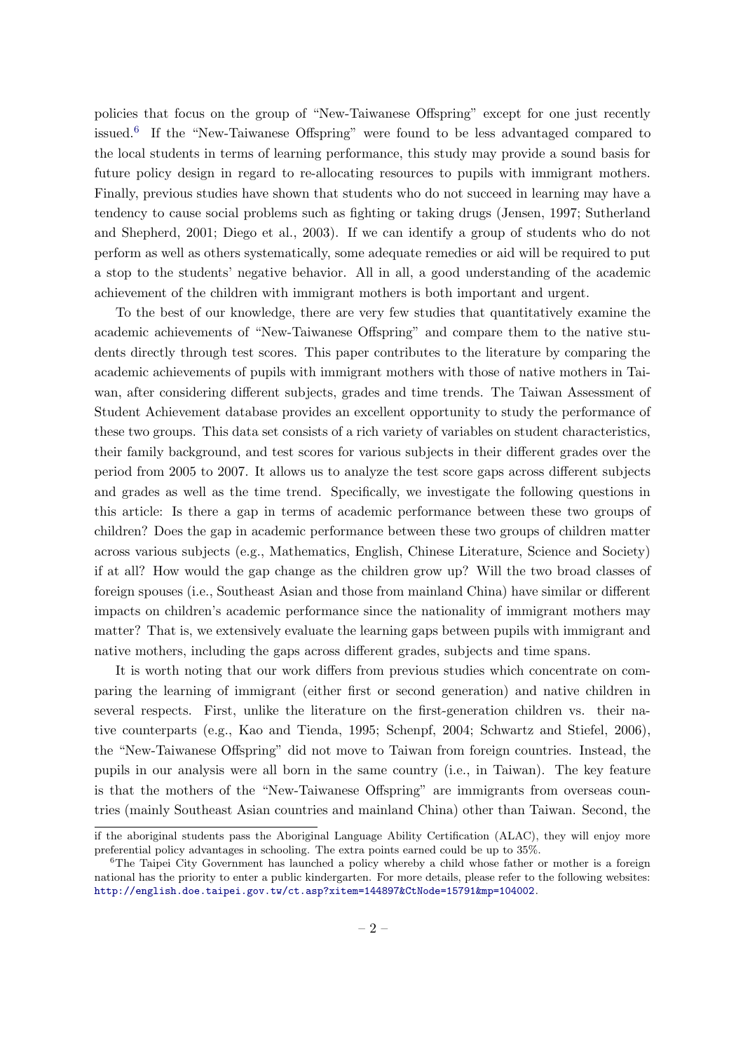policies that focus on the group of "New-Taiwanese Offspring" except for one just recently issued.[6] If the "New-Taiwanese Offspring" were found to be less advantaged compared to the local students in terms of learning performance, this study may provide a sound basis for future policy design in regard to re-allocating resources to pupils with immigrant mothers. Finally, previous studies have shown that students who do not succeed in learning may have a tendency to cause social problems such as fighting or taking drugs (Jensen, 1997; Sutherland and Shepherd, 2001; Diego et al., 2003). If we can identify a group of students who do not perform as well as others systematically, some adequate remedies or aid will be required to put a stop to the students' negative behavior. All in all, a good understanding of the academic achievement of the children with immigrant mothers is both important and urgent.

To the best of our knowledge, there are very few studies that quantitatively examine the academic achievements of "New-Taiwanese Offspring" and compare them to the native students directly through test scores. This paper contributes to the literature by comparing the academic achievements of pupils with immigrant mothers with those of native mothers in Taiwan, after considering different subjects, grades and time trends. The Taiwan Assessment of Student Achievement database provides an excellent opportunity to study the performance of these two groups. This data set consists of a rich variety of variables on student characteristics, their family background, and test scores for various subjects in their different grades over the period from 2005 to 2007. It allows us to analyze the test score gaps across different subjects and grades as well as the time trend. Specifically, we investigate the following questions in this article: Is there a gap in terms of academic performance between these two groups of children? Does the gap in academic performance between these two groups of children matter across various subjects (e.g., Mathematics, English, Chinese Literature, Science and Society) if at all? How would the gap change as the children grow up? Will the two broad classes of foreign spouses (i.e., Southeast Asian and those from mainland China) have similar or different impacts on children's academic performance since the nationality of immigrant mothers may matter? That is, we extensively evaluate the learning gaps between pupils with immigrant and native mothers, including the gaps across different grades, subjects and time spans.

It is worth noting that our work differs from previous studies which concentrate on comparing the learning of immigrant (either first or second generation) and native children in several respects. First, unlike the literature on the first-generation children vs. their native counterparts (e.g., Kao and Tienda, 1995; Schenpf, 2004; Schwartz and Stiefel, 2006), the "New-Taiwanese Offspring" did not move to Taiwan from foreign countries. Instead, the pupils in our analysis were all born in the same country (i.e., in Taiwan). The key feature is that the mothers of the "New-Taiwanese Offspring" are immigrants from overseas countries (mainly Southeast Asian countries and mainland China) other than Taiwan. Second, the

---

if the aboriginal students pass the Aboriginal Language Ability Certification (ALAC), they will enjoy more preferential policy advantages in schooling. The extra points earned could be up to 35%.

[6] The Taipei City Government has launched a policy whereby a child whose father or mother is a foreign national has the priority to enter a public kindergarten. For more details, please refer to the following websites: http://english.doe.taipei.gov.tw/ct.asp?xitem=144897&CtNode=15791&mp=104002.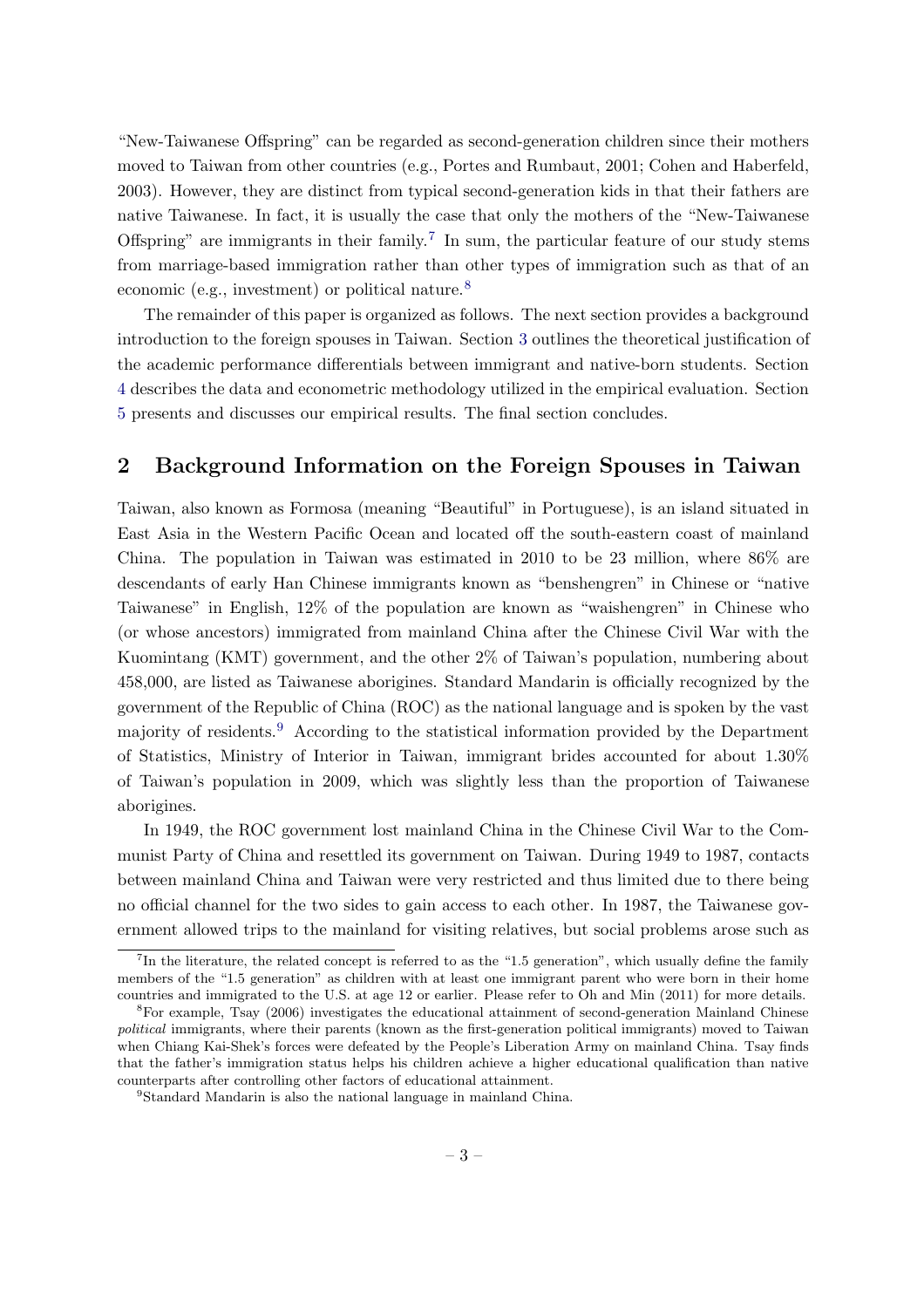"New-Taiwanese Offspring" can be regarded as second-generation children since their mothers moved to Taiwan from other countries (e.g., Portes and Rumbaut, 2001; Cohen and Haberfeld, 2003). However, they are distinct from typical second-generation kids in that their fathers are native Taiwanese. In fact, it is usually the case that only the mothers of the "New-Taiwanese Offspring" are immigrants in their family.[7] In sum, the particular feature of our study stems from marriage-based immigration rather than other types of immigration such as that of an economic (e.g., investment) or political nature.[8]

The remainder of this paper is organized as follows. The next section provides a background introduction to the foreign spouses in Taiwan. Section 3 outlines the theoretical justification of the academic performance differentials between immigrant and native-born students. Section 4 describes the data and econometric methodology utilized in the empirical evaluation. Section 5 presents and discusses our empirical results. The final section concludes.

## 2 Background Information on the Foreign Spouses in Taiwan

Taiwan, also known as Formosa (meaning "Beautiful" in Portuguese), is an island situated in East Asia in the Western Pacific Ocean and located off the south-eastern coast of mainland China. The population in Taiwan was estimated in 2010 to be 23 million, where 86% are descendants of early Han Chinese immigrants known as "benshengren" in Chinese or "native Taiwanese" in English, 12% of the population are known as "waishengren" in Chinese who (or whose ancestors) immigrated from mainland China after the Chinese Civil War with the Kuomintang (KMT) government, and the other 2% of Taiwan's population, numbering about 458,000, are listed as Taiwanese aborigines. Standard Mandarin is officially recognized by the government of the Republic of China (ROC) as the national language and is spoken by the vast majority of residents.[9] According to the statistical information provided by the Department of Statistics, Ministry of Interior in Taiwan, immigrant brides accounted for about 1.30% of Taiwan's population in 2009, which was slightly less than the proportion of Taiwanese aborigines.

In 1949, the ROC government lost mainland China in the Chinese Civil War to the Communist Party of China and resettled its government on Taiwan. During 1949 to 1987, contacts between mainland China and Taiwan were very restricted and thus limited due to there being no official channel for the two sides to gain access to each other. In 1987, the Taiwanese government allowed trips to the mainland for visiting relatives, but social problems arose such as

[7] In the literature, the related concept is referred to as the "1.5 generation", which usually define the family members of the "1.5 generation" as children with at least one immigrant parent who were born in their home countries and immigrated to the U.S. at age 12 or earlier. Please refer to Oh and Min (2011) for more details.

[8] For example, Tsay (2006) investigates the educational attainment of second-generation Mainland Chinese *political* immigrants, where their parents (known as the first-generation political immigrants) moved to Taiwan when Chiang Kai-Shek's forces were defeated by the People's Liberation Army on mainland China. Tsay finds that the father's immigration status helps his children achieve a higher educational qualification than native counterparts after controlling other factors of educational attainment.

[9] Standard Mandarin is also the national language in mainland China.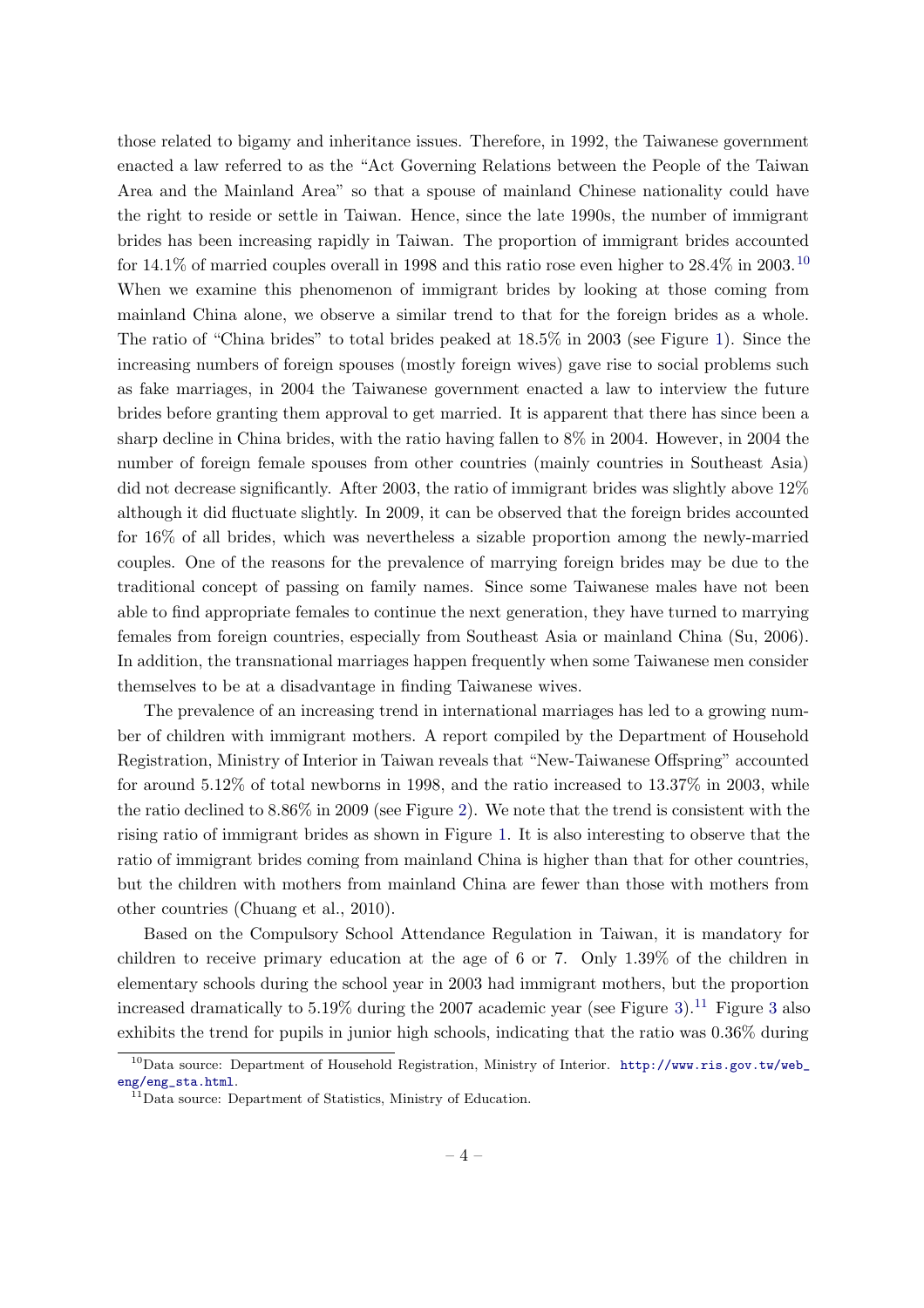those related to bigamy and inheritance issues. Therefore, in 1992, the Taiwanese government enacted a law referred to as the "Act Governing Relations between the People of the Taiwan Area and the Mainland Area" so that a spouse of mainland Chinese nationality could have the right to reside or settle in Taiwan. Hence, since the late 1990s, the number of immigrant brides has been increasing rapidly in Taiwan. The proportion of immigrant brides accounted for 14.1% of married couples overall in 1998 and this ratio rose even higher to 28.4% in 2003.[10] When we examine this phenomenon of immigrant brides by looking at those coming from mainland China alone, we observe a similar trend to that for the foreign brides as a whole. The ratio of "China brides" to total brides peaked at 18.5% in 2003 (see Figure 1). Since the increasing numbers of foreign spouses (mostly foreign wives) gave rise to social problems such as fake marriages, in 2004 the Taiwanese government enacted a law to interview the future brides before granting them approval to get married. It is apparent that there has since been a sharp decline in China brides, with the ratio having fallen to 8% in 2004. However, in 2004 the number of foreign female spouses from other countries (mainly countries in Southeast Asia) did not decrease significantly. After 2003, the ratio of immigrant brides was slightly above 12% although it did fluctuate slightly. In 2009, it can be observed that the foreign brides accounted for 16% of all brides, which was nevertheless a sizable proportion among the newly-married couples. One of the reasons for the prevalence of marrying foreign brides may be due to the traditional concept of passing on family names. Since some Taiwanese males have not been able to find appropriate females to continue the next generation, they have turned to marrying females from foreign countries, especially from Southeast Asia or mainland China (Su, 2006). In addition, the transnational marriages happen frequently when some Taiwanese men consider themselves to be at a disadvantage in finding Taiwanese wives.

The prevalence of an increasing trend in international marriages has led to a growing number of children with immigrant mothers. A report compiled by the Department of Household Registration, Ministry of Interior in Taiwan reveals that "New-Taiwanese Offspring" accounted for around 5.12% of total newborns in 1998, and the ratio increased to 13.37% in 2003, while the ratio declined to 8.86% in 2009 (see Figure 2). We note that the trend is consistent with the rising ratio of immigrant brides as shown in Figure 1. It is also interesting to observe that the ratio of immigrant brides coming from mainland China is higher than that for other countries, but the children with mothers from mainland China are fewer than those with mothers from other countries (Chuang et al., 2010).

Based on the Compulsory School Attendance Regulation in Taiwan, it is mandatory for children to receive primary education at the age of 6 or 7. Only 1.39% of the children in elementary schools during the school year in 2003 had immigrant mothers, but the proportion increased dramatically to 5.19% during the 2007 academic year (see Figure 3).[11] Figure 3 also exhibits the trend for pupils in junior high schools, indicating that the ratio was 0.36% during

[10] Data source: Department of Household Registration, Ministry of Interior. http://www.ris.gov.tw/web_eng/eng_sta.html.

[11] Data source: Department of Statistics, Ministry of Education.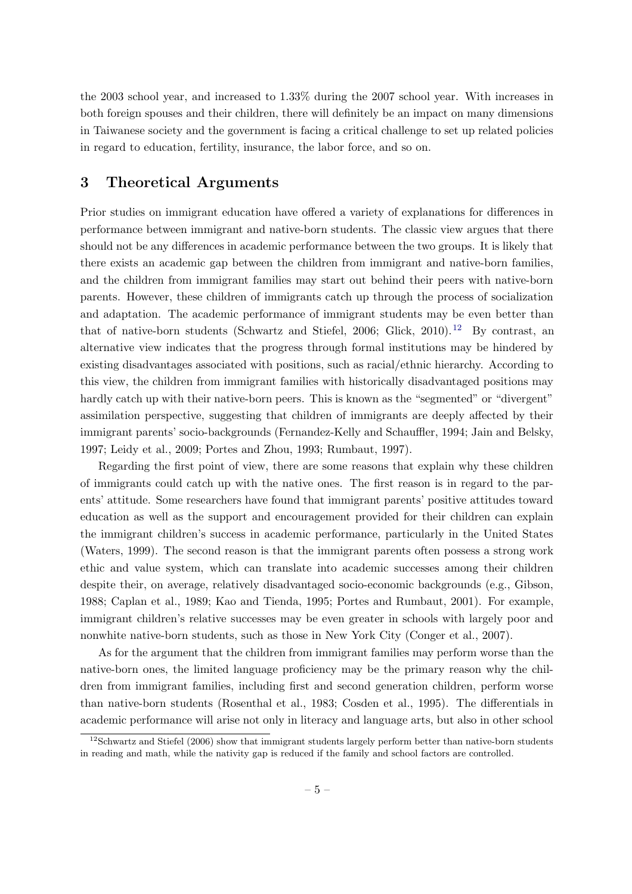the 2003 school year, and increased to 1.33% during the 2007 school year. With increases in both foreign spouses and their children, there will definitely be an impact on many dimensions in Taiwanese society and the government is facing a critical challenge to set up related policies in regard to education, fertility, insurance, the labor force, and so on.

## 3 Theoretical Arguments

Prior studies on immigrant education have offered a variety of explanations for differences in performance between immigrant and native-born students. The classic view argues that there should not be any differences in academic performance between the two groups. It is likely that there exists an academic gap between the children from immigrant and native-born families, and the children from immigrant families may start out behind their peers with native-born parents. However, these children of immigrants catch up through the process of socialization and adaptation. The academic performance of immigrant students may be even better than that of native-born students (Schwartz and Stiefel, 2006; Glick, 2010).[12] By contrast, an alternative view indicates that the progress through formal institutions may be hindered by existing disadvantages associated with positions, such as racial/ethnic hierarchy. According to this view, the children from immigrant families with historically disadvantaged positions may hardly catch up with their native-born peers. This is known as the "segmented" or "divergent" assimilation perspective, suggesting that children of immigrants are deeply affected by their immigrant parents' socio-backgrounds (Fernandez-Kelly and Schauffler, 1994; Jain and Belsky, 1997; Leidy et al., 2009; Portes and Zhou, 1993; Rumbaut, 1997).

Regarding the first point of view, there are some reasons that explain why these children of immigrants could catch up with the native ones. The first reason is in regard to the parents' attitude. Some researchers have found that immigrant parents' positive attitudes toward education as well as the support and encouragement provided for their children can explain the immigrant children's success in academic performance, particularly in the United States (Waters, 1999). The second reason is that the immigrant parents often possess a strong work ethic and value system, which can translate into academic successes among their children despite their, on average, relatively disadvantaged socio-economic backgrounds (e.g., Gibson, 1988; Caplan et al., 1989; Kao and Tienda, 1995; Portes and Rumbaut, 2001). For example, immigrant children's relative successes may be even greater in schools with largely poor and nonwhite native-born students, such as those in New York City (Conger et al., 2007).

As for the argument that the children from immigrant families may perform worse than the native-born ones, the limited language proficiency may be the primary reason why the children from immigrant families, including first and second generation children, perform worse than native-born students (Rosenthal et al., 1983; Cosden et al., 1995). The differentials in academic performance will arise not only in literacy and language arts, but also in other school

[12] Schwartz and Stiefel (2006) show that immigrant students largely perform better than native-born students in reading and math, while the nativity gap is reduced if the family and school factors are controlled.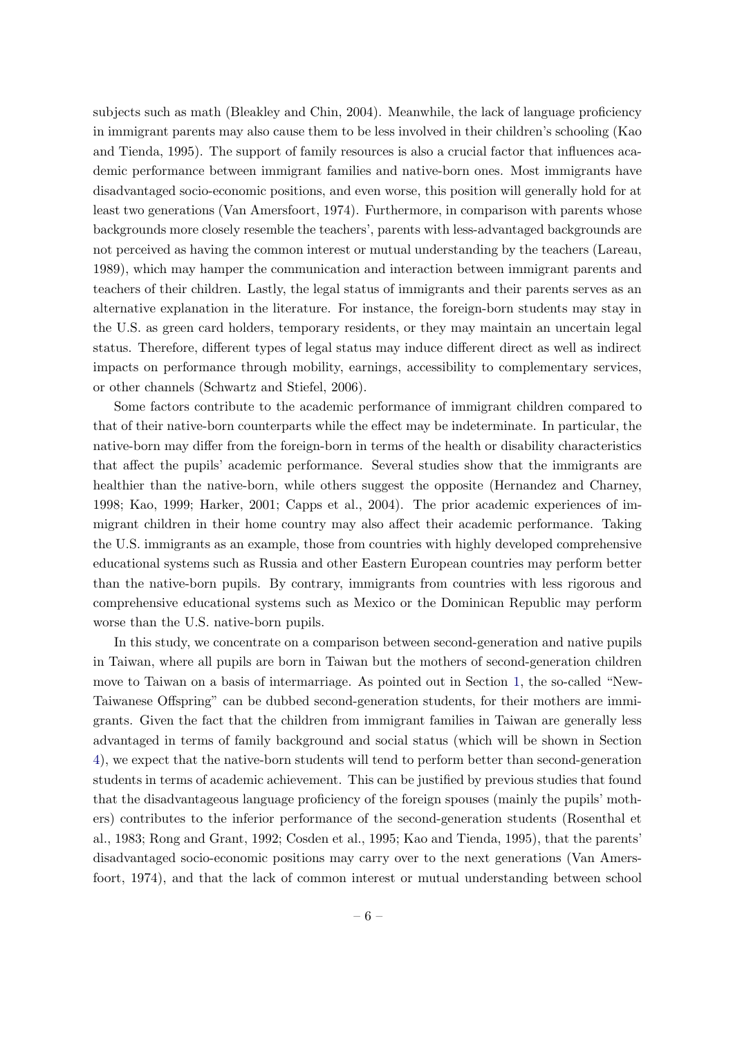subjects such as math (Bleakley and Chin, 2004). Meanwhile, the lack of language proficiency in immigrant parents may also cause them to be less involved in their children's schooling (Kao and Tienda, 1995). The support of family resources is also a crucial factor that influences academic performance between immigrant families and native-born ones. Most immigrants have disadvantaged socio-economic positions, and even worse, this position will generally hold for at least two generations (Van Amersfoort, 1974). Furthermore, in comparison with parents whose backgrounds more closely resemble the teachers', parents with less-advantaged backgrounds are not perceived as having the common interest or mutual understanding by the teachers (Lareau, 1989), which may hamper the communication and interaction between immigrant parents and teachers of their children. Lastly, the legal status of immigrants and their parents serves as an alternative explanation in the literature. For instance, the foreign-born students may stay in the U.S. as green card holders, temporary residents, or they may maintain an uncertain legal status. Therefore, different types of legal status may induce different direct as well as indirect impacts on performance through mobility, earnings, accessibility to complementary services, or other channels (Schwartz and Stiefel, 2006).

Some factors contribute to the academic performance of immigrant children compared to that of their native-born counterparts while the effect may be indeterminate. In particular, the native-born may differ from the foreign-born in terms of the health or disability characteristics that affect the pupils' academic performance. Several studies show that the immigrants are healthier than the native-born, while others suggest the opposite (Hernandez and Charney, 1998; Kao, 1999; Harker, 2001; Capps et al., 2004). The prior academic experiences of immigrant children in their home country may also affect their academic performance. Taking the U.S. immigrants as an example, those from countries with highly developed comprehensive educational systems such as Russia and other Eastern European countries may perform better than the native-born pupils. By contrary, immigrants from countries with less rigorous and comprehensive educational systems such as Mexico or the Dominican Republic may perform worse than the U.S. native-born pupils.

In this study, we concentrate on a comparison between second-generation and native pupils in Taiwan, where all pupils are born in Taiwan but the mothers of second-generation children move to Taiwan on a basis of intermarriage. As pointed out in Section 1, the so-called "New-Taiwanese Offspring" can be dubbed second-generation students, for their mothers are immigrants. Given the fact that the children from immigrant families in Taiwan are generally less advantaged in terms of family background and social status (which will be shown in Section 4), we expect that the native-born students will tend to perform better than second-generation students in terms of academic achievement. This can be justified by previous studies that found that the disadvantageous language proficiency of the foreign spouses (mainly the pupils' mothers) contributes to the inferior performance of the second-generation students (Rosenthal et al., 1983; Rong and Grant, 1992; Cosden et al., 1995; Kao and Tienda, 1995), that the parents' disadvantaged socio-economic positions may carry over to the next generations (Van Amersfoort, 1974), and that the lack of common interest or mutual understanding between school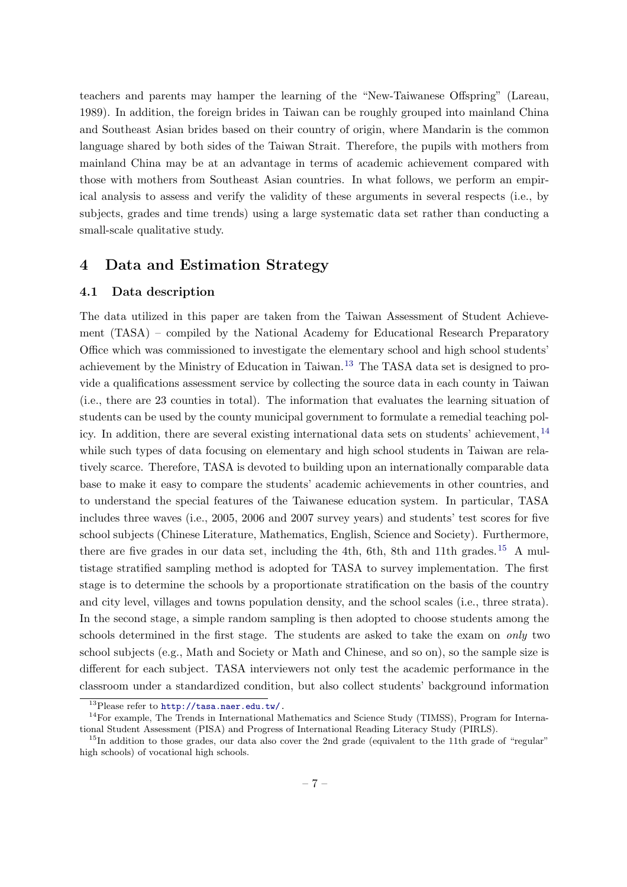teachers and parents may hamper the learning of the "New-Taiwanese Offspring" (Lareau, 1989). In addition, the foreign brides in Taiwan can be roughly grouped into mainland China and Southeast Asian brides based on their country of origin, where Mandarin is the common language shared by both sides of the Taiwan Strait. Therefore, the pupils with mothers from mainland China may be at an advantage in terms of academic achievement compared with those with mothers from Southeast Asian countries. In what follows, we perform an empirical analysis to assess and verify the validity of these arguments in several respects (i.e., by subjects, grades and time trends) using a large systematic data set rather than conducting a small-scale qualitative study.

## 4 Data and Estimation Strategy

### 4.1 Data description

The data utilized in this paper are taken from the Taiwan Assessment of Student Achievement (TASA) – compiled by the National Academy for Educational Research Preparatory Office which was commissioned to investigate the elementary school and high school students' achievement by the Ministry of Education in Taiwan.[13] The TASA data set is designed to provide a qualifications assessment service by collecting the source data in each county in Taiwan (i.e., there are 23 counties in total). The information that evaluates the learning situation of students can be used by the county municipal government to formulate a remedial teaching policy. In addition, there are several existing international data sets on students' achievement,[14] while such types of data focusing on elementary and high school students in Taiwan are relatively scarce. Therefore, TASA is devoted to building upon an internationally comparable data base to make it easy to compare the students' academic achievements in other countries, and to understand the special features of the Taiwanese education system. In particular, TASA includes three waves (i.e., 2005, 2006 and 2007 survey years) and students' test scores for five school subjects (Chinese Literature, Mathematics, English, Science and Society). Furthermore, there are five grades in our data set, including the 4th, 6th, 8th and 11th grades.[15] A multistage stratified sampling method is adopted for TASA to survey implementation. The first stage is to determine the schools by a proportionate stratification on the basis of the country and city level, villages and towns population density, and the school scales (i.e., three strata). In the second stage, a simple random sampling is then adopted to choose students among the schools determined in the first stage. The students are asked to take the exam on *only* two school subjects (e.g., Math and Society or Math and Chinese, and so on), so the sample size is different for each subject. TASA interviewers not only test the academic performance in the classroom under a standardized condition, but also collect students' background information

[13] Please refer to http://tasa.naer.edu.tw/.

[14] For example, The Trends in International Mathematics and Science Study (TIMSS), Program for International Student Assessment (PISA) and Progress of International Reading Literacy Study (PIRLS).

[15] In addition to those grades, our data also cover the 2nd grade (equivalent to the 11th grade of "regular" high schools) of vocational high schools.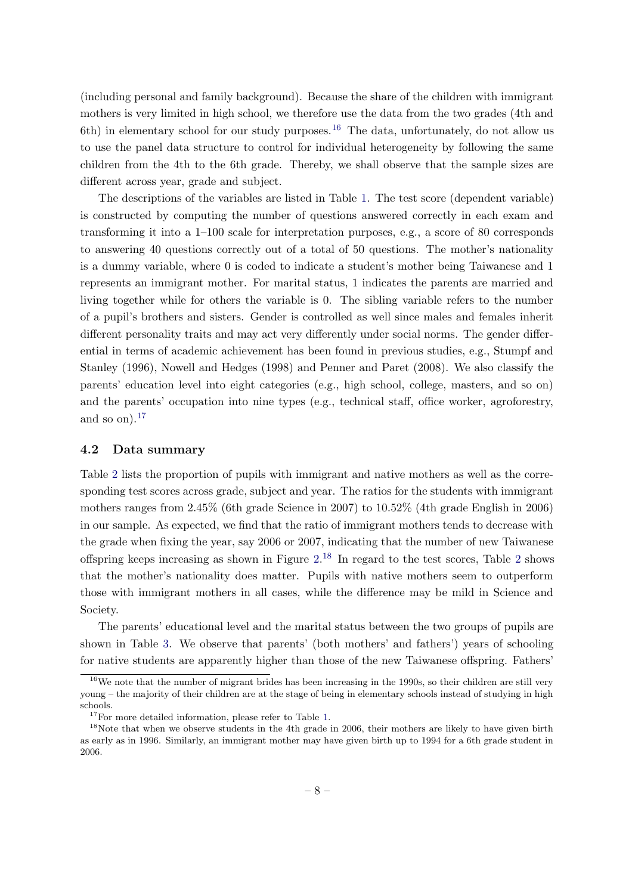(including personal and family background). Because the share of the children with immigrant mothers is very limited in high school, we therefore use the data from the two grades (4th and 6th) in elementary school for our study purposes.[16] The data, unfortunately, do not allow us to use the panel data structure to control for individual heterogeneity by following the same children from the 4th to the 6th grade. Thereby, we shall observe that the sample sizes are different across year, grade and subject.

The descriptions of the variables are listed in Table 1. The test score (dependent variable) is constructed by computing the number of questions answered correctly in each exam and transforming it into a 1–100 scale for interpretation purposes, e.g., a score of 80 corresponds to answering 40 questions correctly out of a total of 50 questions. The mother's nationality is a dummy variable, where 0 is coded to indicate a student's mother being Taiwanese and 1 represents an immigrant mother. For marital status, 1 indicates the parents are married and living together while for others the variable is 0. The sibling variable refers to the number of a pupil's brothers and sisters. Gender is controlled as well since males and females inherit different personality traits and may act very differently under social norms. The gender differential in terms of academic achievement has been found in previous studies, e.g., Stumpf and Stanley (1996), Nowell and Hedges (1998) and Penner and Paret (2008). We also classify the parents' education level into eight categories (e.g., high school, college, masters, and so on) and the parents' occupation into nine types (e.g., technical staff, office worker, agroforestry, and so on).[17]

### 4.2 Data summary

Table 2 lists the proportion of pupils with immigrant and native mothers as well as the corresponding test scores across grade, subject and year. The ratios for the students with immigrant mothers ranges from 2.45% (6th grade Science in 2007) to 10.52% (4th grade English in 2006) in our sample. As expected, we find that the ratio of immigrant mothers tends to decrease with the grade when fixing the year, say 2006 or 2007, indicating that the number of new Taiwanese offspring keeps increasing as shown in Figure 2.[18] In regard to the test scores, Table 2 shows that the mother's nationality does matter. Pupils with native mothers seem to outperform those with immigrant mothers in all cases, while the difference may be mild in Science and Society.

The parents' educational level and the marital status between the two groups of pupils are shown in Table 3. We observe that parents' (both mothers' and fathers') years of schooling for native students are apparently higher than those of the new Taiwanese offspring. Fathers'

---

[16] We note that the number of migrant brides has been increasing in the 1990s, so their children are still very young – the majority of their children are at the stage of being in elementary schools instead of studying in high schools.

[17] For more detailed information, please refer to Table 1.

[18] Note that when we observe students in the 4th grade in 2006, their mothers are likely to have given birth as early as in 1996. Similarly, an immigrant mother may have given birth up to 1994 for a 6th grade student in 2006.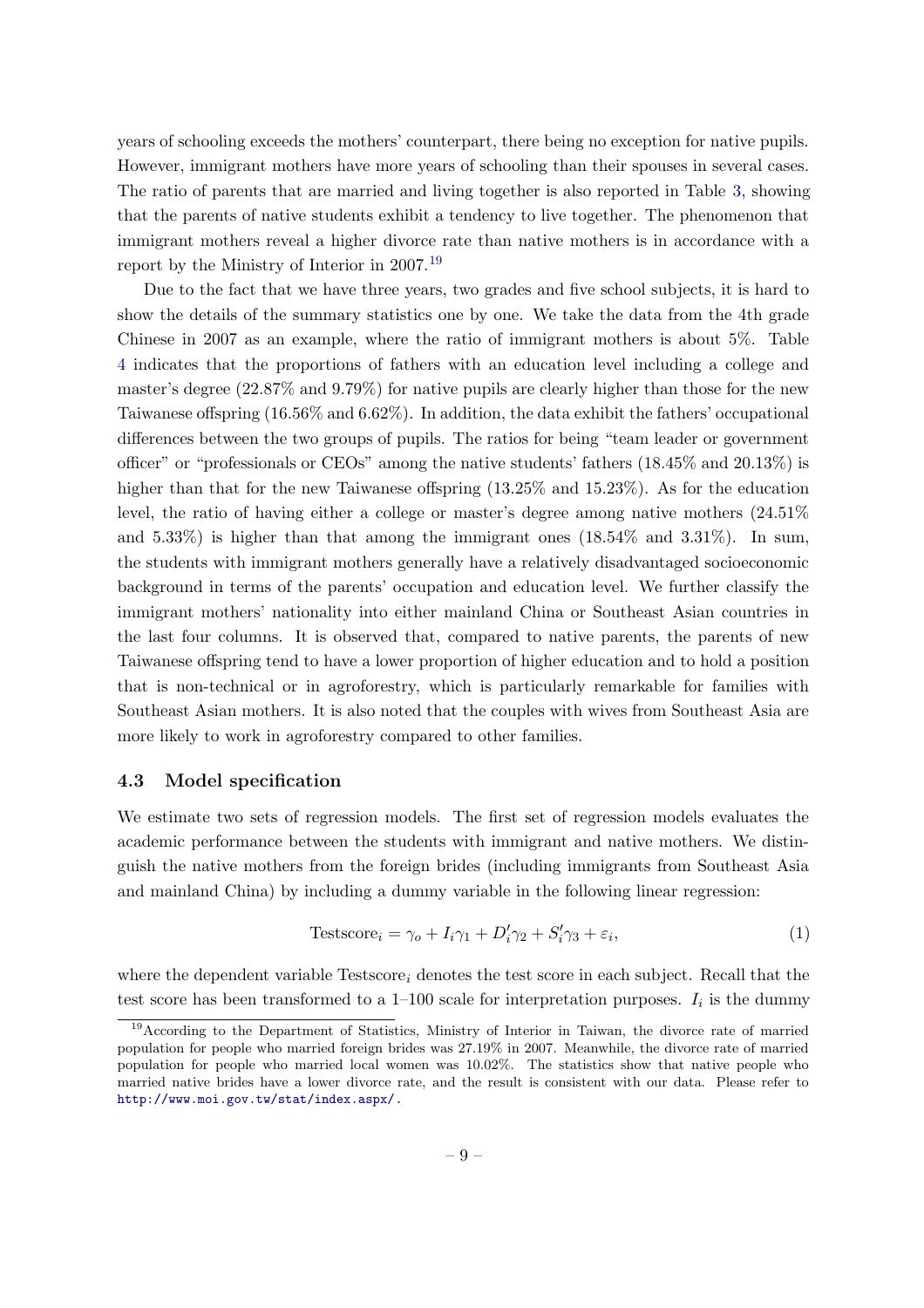years of schooling exceeds the mothers' counterpart, there being no exception for native pupils. However, immigrant mothers have more years of schooling than their spouses in several cases. The ratio of parents that are married and living together is also reported in Table 3, showing that the parents of native students exhibit a tendency to live together. The phenomenon that immigrant mothers reveal a higher divorce rate than native mothers is in accordance with a report by the Ministry of Interior in 2007.[19]

Due to the fact that we have three years, two grades and five school subjects, it is hard to show the details of the summary statistics one by one. We take the data from the 4th grade Chinese in 2007 as an example, where the ratio of immigrant mothers is about 5%. Table 4 indicates that the proportions of fathers with an education level including a college and master's degree (22.87% and 9.79%) for native pupils are clearly higher than those for the new Taiwanese offspring (16.56% and 6.62%). In addition, the data exhibit the fathers' occupational differences between the two groups of pupils. The ratios for being "team leader or government officer" or "professionals or CEOs" among the native students' fathers (18.45% and 20.13%) is higher than that for the new Taiwanese offspring (13.25% and 15.23%). As for the education level, the ratio of having either a college or master's degree among native mothers (24.51% and 5.33%) is higher than that among the immigrant ones (18.54% and 3.31%). In sum, the students with immigrant mothers generally have a relatively disadvantaged socioeconomic background in terms of the parents' occupation and education level. We further classify the immigrant mothers' nationality into either mainland China or Southeast Asian countries in the last four columns. It is observed that, compared to native parents, the parents of new Taiwanese offspring tend to have a lower proportion of higher education and to hold a position that is non-technical or in agroforestry, which is particularly remarkable for families with Southeast Asian mothers. It is also noted that the couples with wives from Southeast Asia are more likely to work in agroforestry compared to other families.

### 4.3 Model specification

We estimate two sets of regression models. The first set of regression models evaluates the academic performance between the students with immigrant and native mothers. We distinguish the native mothers from the foreign brides (including immigrants from Southeast Asia and mainland China) by including a dummy variable in the following linear regression:

$$\text{Testscore}_i = \gamma_o + I_i\gamma_1 + D_i'\gamma_2 + S_i'\gamma_3 + \varepsilon_i, \tag{1}$$

where the dependent variable $\text{Testscore}_i$ denotes the test score in each subject. Recall that the test score has been transformed to a 1–100 scale for interpretation purposes. $I_i$ is the dummy

---

[19] According to the Department of Statistics, Ministry of Interior in Taiwan, the divorce rate of married population for people who married foreign brides was 27.19% in 2007. Meanwhile, the divorce rate of married population for people who married local women was 10.02%. The statistics show that native people who married native brides have a lower divorce rate, and the result is consistent with our data. Please refer to http://www.moi.gov.tw/stat/index.aspx/.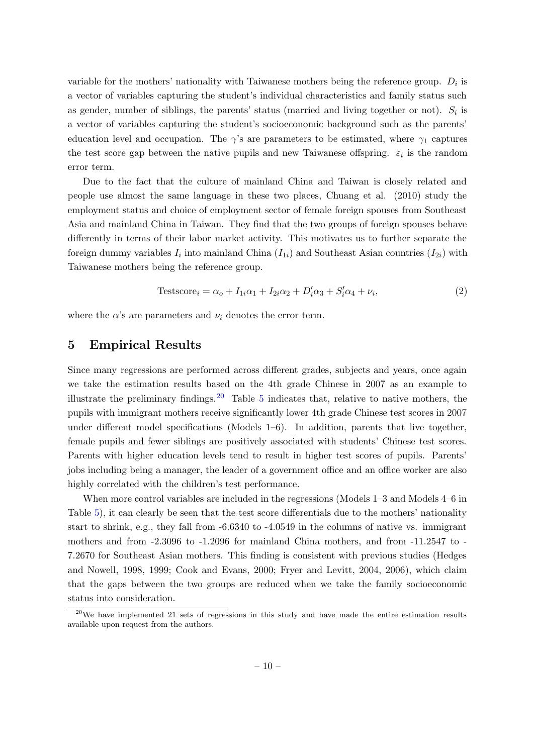variable for the mothers' nationality with Taiwanese mothers being the reference group. $D_i$ is a vector of variables capturing the student's individual characteristics and family status such as gender, number of siblings, the parents' status (married and living together or not). $S_i$ is a vector of variables capturing the student's socioeconomic background such as the parents' education level and occupation. The $\gamma$'s are parameters to be estimated, where $\gamma_1$ captures the test score gap between the native pupils and new Taiwanese offspring. $\varepsilon_i$ is the random error term.

Due to the fact that the culture of mainland China and Taiwan is closely related and people use almost the same language in these two places, Chuang et al. (2010) study the employment status and choice of employment sector of female foreign spouses from Southeast Asia and mainland China in Taiwan. They find that the two groups of foreign spouses behave differently in terms of their labor market activity. This motivates us to further separate the foreign dummy variables $I_i$ into mainland China ($I_{1i}$) and Southeast Asian countries ($I_{2i}$) with Taiwanese mothers being the reference group.

$$\text{Testscore}_i = \alpha_o + I_{1i}\alpha_1 + I_{2i}\alpha_2 + D_i'\alpha_3 + S_i'\alpha_4 + \nu_i, \tag{2}$$

where the $\alpha$'s are parameters and $\nu_i$ denotes the error term.

## 5 Empirical Results

Since many regressions are performed across different grades, subjects and years, once again we take the estimation results based on the 4th grade Chinese in 2007 as an example to illustrate the preliminary findings.[20] Table 5 indicates that, relative to native mothers, the pupils with immigrant mothers receive significantly lower 4th grade Chinese test scores in 2007 under different model specifications (Models 1–6). In addition, parents that live together, female pupils and fewer siblings are positively associated with students' Chinese test scores. Parents with higher education levels tend to result in higher test scores of pupils. Parents' jobs including being a manager, the leader of a government office and an office worker are also highly correlated with the children's test performance.

When more control variables are included in the regressions (Models 1–3 and Models 4–6 in Table 5), it can clearly be seen that the test score differentials due to the mothers' nationality start to shrink, e.g., they fall from -6.6340 to -4.0549 in the columns of native vs. immigrant mothers and from -2.3096 to -1.2096 for mainland China mothers, and from -11.2547 to -7.2670 for Southeast Asian mothers. This finding is consistent with previous studies (Hedges and Nowell, 1998, 1999; Cook and Evans, 2000; Fryer and Levitt, 2004, 2006), which claim that the gaps between the two groups are reduced when we take the family socioeconomic status into consideration.

[20] We have implemented 21 sets of regressions in this study and have made the entire estimation results available upon request from the authors.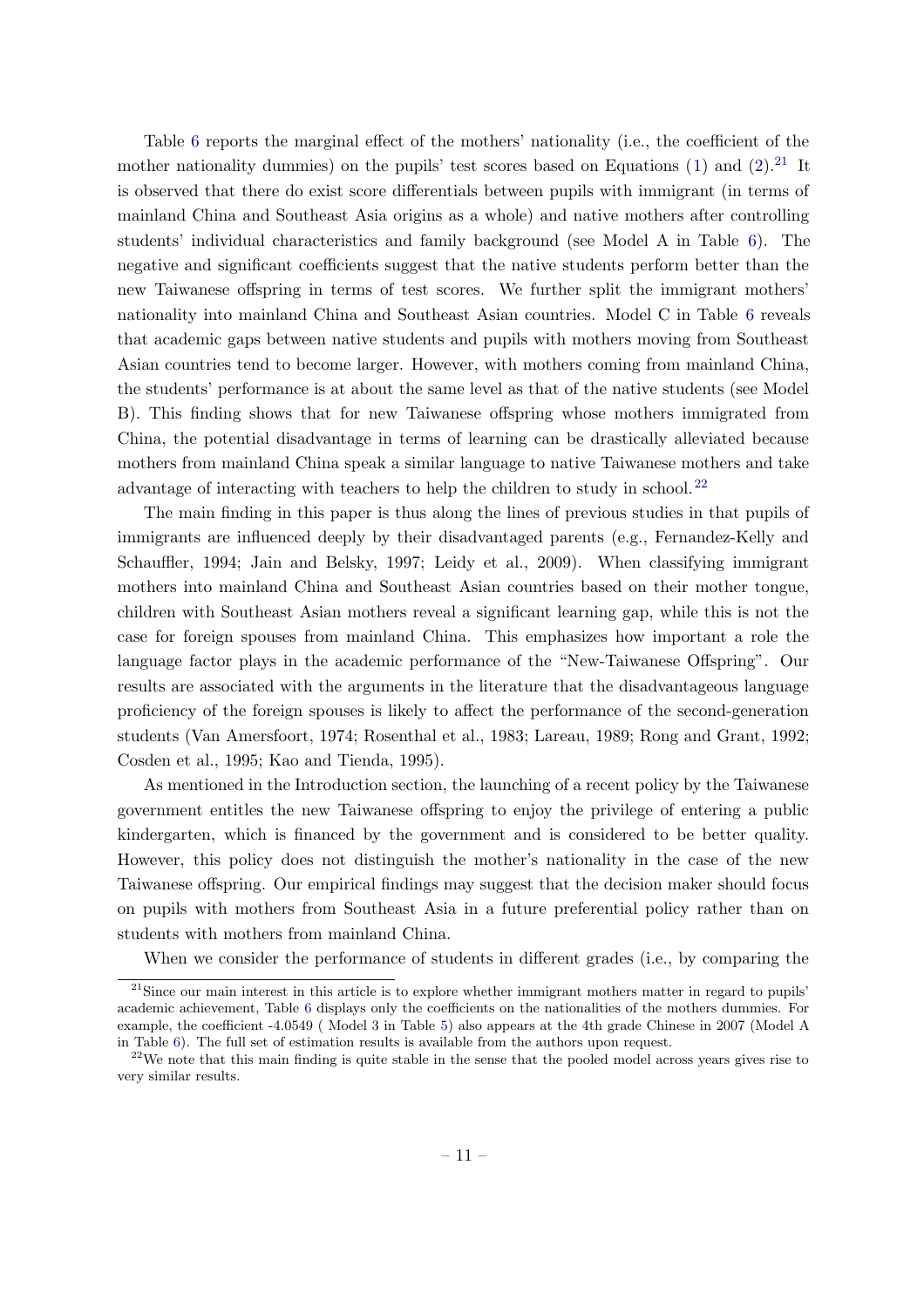Table 6 reports the marginal effect of the mothers' nationality (i.e., the coefficient of the mother nationality dummies) on the pupils' test scores based on Equations (1) and (2).[21] It is observed that there do exist score differentials between pupils with immigrant (in terms of mainland China and Southeast Asia origins as a whole) and native mothers after controlling students' individual characteristics and family background (see Model A in Table 6). The negative and significant coefficients suggest that the native students perform better than the new Taiwanese offspring in terms of test scores. We further split the immigrant mothers' nationality into mainland China and Southeast Asian countries. Model C in Table 6 reveals that academic gaps between native students and pupils with mothers moving from Southeast Asian countries tend to become larger. However, with mothers coming from mainland China, the students' performance is at about the same level as that of the native students (see Model B). This finding shows that for new Taiwanese offspring whose mothers immigrated from China, the potential disadvantage in terms of learning can be drastically alleviated because mothers from mainland China speak a similar language to native Taiwanese mothers and take advantage of interacting with teachers to help the children to study in school.[22]

The main finding in this paper is thus along the lines of previous studies in that pupils of immigrants are influenced deeply by their disadvantaged parents (e.g., Fernandez-Kelly and Schauffler, 1994; Jain and Belsky, 1997; Leidy et al., 2009). When classifying immigrant mothers into mainland China and Southeast Asian countries based on their mother tongue, children with Southeast Asian mothers reveal a significant learning gap, while this is not the case for foreign spouses from mainland China. This emphasizes how important a role the language factor plays in the academic performance of the "New-Taiwanese Offspring". Our results are associated with the arguments in the literature that the disadvantageous language proficiency of the foreign spouses is likely to affect the performance of the second-generation students (Van Amersfoort, 1974; Rosenthal et al., 1983; Lareau, 1989; Rong and Grant, 1992; Cosden et al., 1995; Kao and Tienda, 1995).

As mentioned in the Introduction section, the launching of a recent policy by the Taiwanese government entitles the new Taiwanese offspring to enjoy the privilege of entering a public kindergarten, which is financed by the government and is considered to be better quality. However, this policy does not distinguish the mother's nationality in the case of the new Taiwanese offspring. Our empirical findings may suggest that the decision maker should focus on pupils with mothers from Southeast Asia in a future preferential policy rather than on students with mothers from mainland China.

When we consider the performance of students in different grades (i.e., by comparing the

[21] Since our main interest in this article is to explore whether immigrant mothers matter in regard to pupils' academic achievement, Table 6 displays only the coefficients on the nationalities of the mothers dummies. For example, the coefficient -4.0549 ( Model 3 in Table 5) also appears at the 4th grade Chinese in 2007 (Model A in Table 6). The full set of estimation results is available from the authors upon request.

[22] We note that this main finding is quite stable in the sense that the pooled model across years gives rise to very similar results.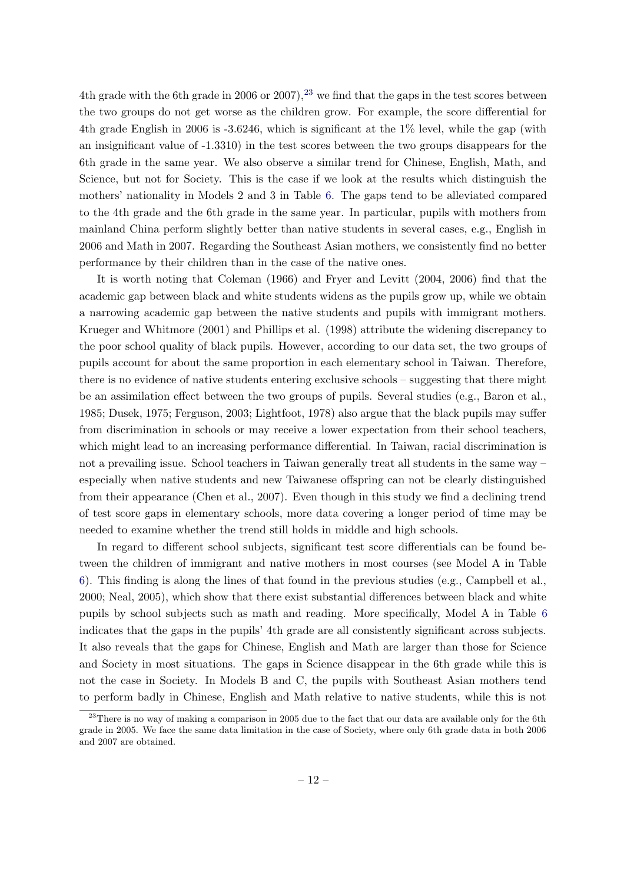4th grade with the 6th grade in 2006 or 2007),[23] we find that the gaps in the test scores between the two groups do not get worse as the children grow. For example, the score differential for 4th grade English in 2006 is -3.6246, which is significant at the 1% level, while the gap (with an insignificant value of -1.3310) in the test scores between the two groups disappears for the 6th grade in the same year. We also observe a similar trend for Chinese, English, Math, and Science, but not for Society. This is the case if we look at the results which distinguish the mothers' nationality in Models 2 and 3 in Table 6. The gaps tend to be alleviated compared to the 4th grade and the 6th grade in the same year. In particular, pupils with mothers from mainland China perform slightly better than native students in several cases, e.g., English in 2006 and Math in 2007. Regarding the Southeast Asian mothers, we consistently find no better performance by their children than in the case of the native ones.

It is worth noting that Coleman (1966) and Fryer and Levitt (2004, 2006) find that the academic gap between black and white students widens as the pupils grow up, while we obtain a narrowing academic gap between the native students and pupils with immigrant mothers. Krueger and Whitmore (2001) and Phillips et al. (1998) attribute the widening discrepancy to the poor school quality of black pupils. However, according to our data set, the two groups of pupils account for about the same proportion in each elementary school in Taiwan. Therefore, there is no evidence of native students entering exclusive schools – suggesting that there might be an assimilation effect between the two groups of pupils. Several studies (e.g., Baron et al., 1985; Dusek, 1975; Ferguson, 2003; Lightfoot, 1978) also argue that the black pupils may suffer from discrimination in schools or may receive a lower expectation from their school teachers, which might lead to an increasing performance differential. In Taiwan, racial discrimination is not a prevailing issue. School teachers in Taiwan generally treat all students in the same way – especially when native students and new Taiwanese offspring can not be clearly distinguished from their appearance (Chen et al., 2007). Even though in this study we find a declining trend of test score gaps in elementary schools, more data covering a longer period of time may be needed to examine whether the trend still holds in middle and high schools.

In regard to different school subjects, significant test score differentials can be found between the children of immigrant and native mothers in most courses (see Model A in Table 6). This finding is along the lines of that found in the previous studies (e.g., Campbell et al., 2000; Neal, 2005), which show that there exist substantial differences between black and white pupils by school subjects such as math and reading. More specifically, Model A in Table 6 indicates that the gaps in the pupils' 4th grade are all consistently significant across subjects. It also reveals that the gaps for Chinese, English and Math are larger than those for Science and Society in most situations. The gaps in Science disappear in the 6th grade while this is not the case in Society. In Models B and C, the pupils with Southeast Asian mothers tend to perform badly in Chinese, English and Math relative to native students, while this is not

[23] There is no way of making a comparison in 2005 due to the fact that our data are available only for the 6th grade in 2005. We face the same data limitation in the case of Society, where only 6th grade data in both 2006 and 2007 are obtained.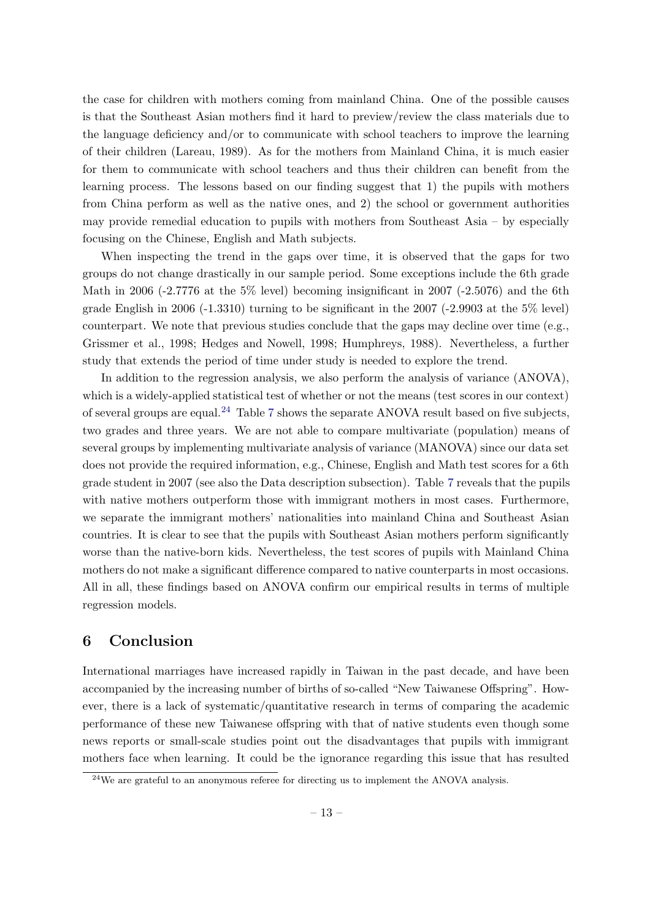the case for children with mothers coming from mainland China. One of the possible causes is that the Southeast Asian mothers find it hard to preview/review the class materials due to the language deficiency and/or to communicate with school teachers to improve the learning of their children (Lareau, 1989). As for the mothers from Mainland China, it is much easier for them to communicate with school teachers and thus their children can benefit from the learning process. The lessons based on our finding suggest that 1) the pupils with mothers from China perform as well as the native ones, and 2) the school or government authorities may provide remedial education to pupils with mothers from Southeast Asia – by especially focusing on the Chinese, English and Math subjects.

When inspecting the trend in the gaps over time, it is observed that the gaps for two groups do not change drastically in our sample period. Some exceptions include the 6th grade Math in 2006 (-2.7776 at the 5% level) becoming insignificant in 2007 (-2.5076) and the 6th grade English in 2006 (-1.3310) turning to be significant in the 2007 (-2.9903 at the 5% level) counterpart. We note that previous studies conclude that the gaps may decline over time (e.g., Grissmer et al., 1998; Hedges and Nowell, 1998; Humphreys, 1988). Nevertheless, a further study that extends the period of time under study is needed to explore the trend.

In addition to the regression analysis, we also perform the analysis of variance (ANOVA), which is a widely-applied statistical test of whether or not the means (test scores in our context) of several groups are equal.[24] Table 7 shows the separate ANOVA result based on five subjects, two grades and three years. We are not able to compare multivariate (population) means of several groups by implementing multivariate analysis of variance (MANOVA) since our data set does not provide the required information, e.g., Chinese, English and Math test scores for a 6th grade student in 2007 (see also the Data description subsection). Table 7 reveals that the pupils with native mothers outperform those with immigrant mothers in most cases. Furthermore, we separate the immigrant mothers' nationalities into mainland China and Southeast Asian countries. It is clear to see that the pupils with Southeast Asian mothers perform significantly worse than the native-born kids. Nevertheless, the test scores of pupils with Mainland China mothers do not make a significant difference compared to native counterparts in most occasions. All in all, these findings based on ANOVA confirm our empirical results in terms of multiple regression models.

## 6 Conclusion

International marriages have increased rapidly in Taiwan in the past decade, and have been accompanied by the increasing number of births of so-called "New Taiwanese Offspring". However, there is a lack of systematic/quantitative research in terms of comparing the academic performance of these new Taiwanese offspring with that of native students even though some news reports or small-scale studies point out the disadvantages that pupils with immigrant mothers face when learning. It could be the ignorance regarding this issue that has resulted

[24] We are grateful to an anonymous referee for directing us to implement the ANOVA analysis.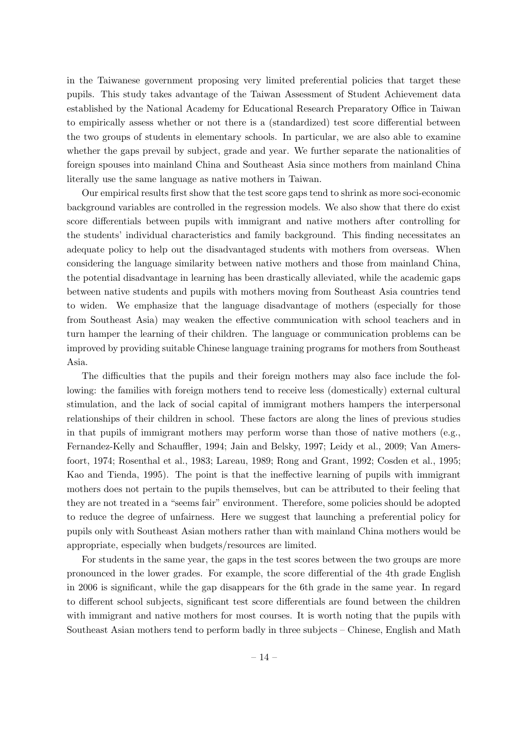in the Taiwanese government proposing very limited preferential policies that target these pupils. This study takes advantage of the Taiwan Assessment of Student Achievement data established by the National Academy for Educational Research Preparatory Office in Taiwan to empirically assess whether or not there is a (standardized) test score differential between the two groups of students in elementary schools. In particular, we are also able to examine whether the gaps prevail by subject, grade and year. We further separate the nationalities of foreign spouses into mainland China and Southeast Asia since mothers from mainland China literally use the same language as native mothers in Taiwan.

Our empirical results first show that the test score gaps tend to shrink as more soci-economic background variables are controlled in the regression models. We also show that there do exist score differentials between pupils with immigrant and native mothers after controlling for the students' individual characteristics and family background. This finding necessitates an adequate policy to help out the disadvantaged students with mothers from overseas. When considering the language similarity between native mothers and those from mainland China, the potential disadvantage in learning has been drastically alleviated, while the academic gaps between native students and pupils with mothers moving from Southeast Asia countries tend to widen. We emphasize that the language disadvantage of mothers (especially for those from Southeast Asia) may weaken the effective communication with school teachers and in turn hamper the learning of their children. The language or communication problems can be improved by providing suitable Chinese language training programs for mothers from Southeast Asia.

The difficulties that the pupils and their foreign mothers may also face include the following: the families with foreign mothers tend to receive less (domestically) external cultural stimulation, and the lack of social capital of immigrant mothers hampers the interpersonal relationships of their children in school. These factors are along the lines of previous studies in that pupils of immigrant mothers may perform worse than those of native mothers (e.g., Fernandez-Kelly and Schauffler, 1994; Jain and Belsky, 1997; Leidy et al., 2009; Van Amersfoort, 1974; Rosenthal et al., 1983; Lareau, 1989; Rong and Grant, 1992; Cosden et al., 1995; Kao and Tienda, 1995). The point is that the ineffective learning of pupils with immigrant mothers does not pertain to the pupils themselves, but can be attributed to their feeling that they are not treated in a "seems fair" environment. Therefore, some policies should be adopted to reduce the degree of unfairness. Here we suggest that launching a preferential policy for pupils only with Southeast Asian mothers rather than with mainland China mothers would be appropriate, especially when budgets/resources are limited.

For students in the same year, the gaps in the test scores between the two groups are more pronounced in the lower grades. For example, the score differential of the 4th grade English in 2006 is significant, while the gap disappears for the 6th grade in the same year. In regard to different school subjects, significant test score differentials are found between the children with immigrant and native mothers for most courses. It is worth noting that the pupils with Southeast Asian mothers tend to perform badly in three subjects – Chinese, English and Math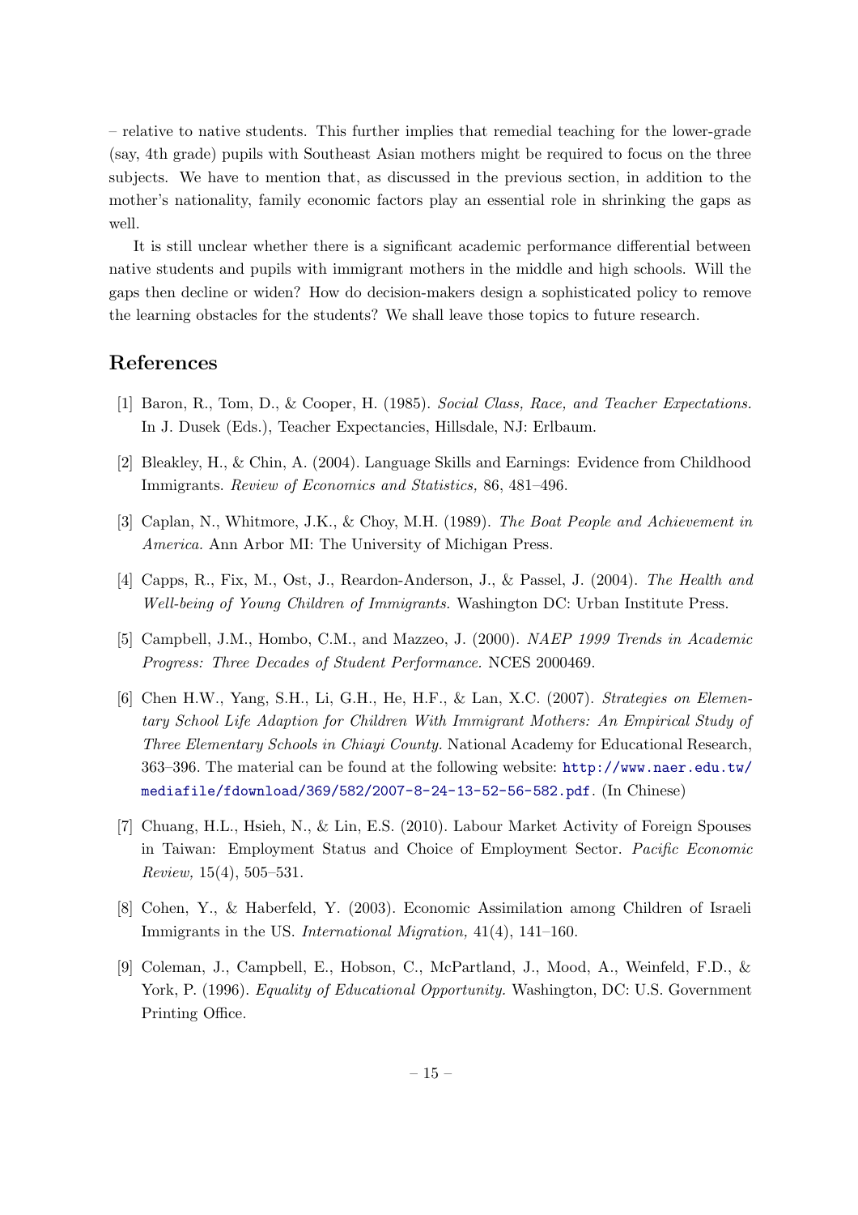– relative to native students. This further implies that remedial teaching for the lower-grade (say, 4th grade) pupils with Southeast Asian mothers might be required to focus on the three subjects. We have to mention that, as discussed in the previous section, in addition to the mother's nationality, family economic factors play an essential role in shrinking the gaps as well.

It is still unclear whether there is a significant academic performance differential between native students and pupils with immigrant mothers in the middle and high schools. Will the gaps then decline or widen? How do decision-makers design a sophisticated policy to remove the learning obstacles for the students? We shall leave those topics to future research.

## References

[1] Baron, R., Tom, D., & Cooper, H. (1985). *Social Class, Race, and Teacher Expectations.* In J. Dusek (Eds.), Teacher Expectancies, Hillsdale, NJ: Erlbaum.

[2] Bleakley, H., & Chin, A. (2004). Language Skills and Earnings: Evidence from Childhood Immigrants. *Review of Economics and Statistics,* 86, 481–496.

[3] Caplan, N., Whitmore, J.K., & Choy, M.H. (1989). *The Boat People and Achievement in America.* Ann Arbor MI: The University of Michigan Press.

[4] Capps, R., Fix, M., Ost, J., Reardon-Anderson, J., & Passel, J. (2004). *The Health and Well-being of Young Children of Immigrants.* Washington DC: Urban Institute Press.

[5] Campbell, J.M., Hombo, C.M., and Mazzeo, J. (2000). *NAEP 1999 Trends in Academic Progress: Three Decades of Student Performance.* NCES 2000469.

[6] Chen H.W., Yang, S.H., Li, G.H., He, H.F., & Lan, X.C. (2007). *Strategies on Elementary School Life Adaption for Children With Immigrant Mothers: An Empirical Study of Three Elementary Schools in Chiayi County.* National Academy for Educational Research, 363–396. The material can be found at the following website: http://www.naer.edu.tw/mediafile/fdownload/369/582/2007-8-24-13-52-56-582.pdf. (In Chinese)

[7] Chuang, H.L., Hsieh, N., & Lin, E.S. (2010). Labour Market Activity of Foreign Spouses in Taiwan: Employment Status and Choice of Employment Sector. *Pacific Economic Review,* 15(4), 505–531.

[8] Cohen, Y., & Haberfeld, Y. (2003). Economic Assimilation among Children of Israeli Immigrants in the US. *International Migration,* 41(4), 141–160.

[9] Coleman, J., Campbell, E., Hobson, C., McPartland, J., Mood, A., Weinfeld, F.D., & York, P. (1996). *Equality of Educational Opportunity.* Washington, DC: U.S. Government Printing Office.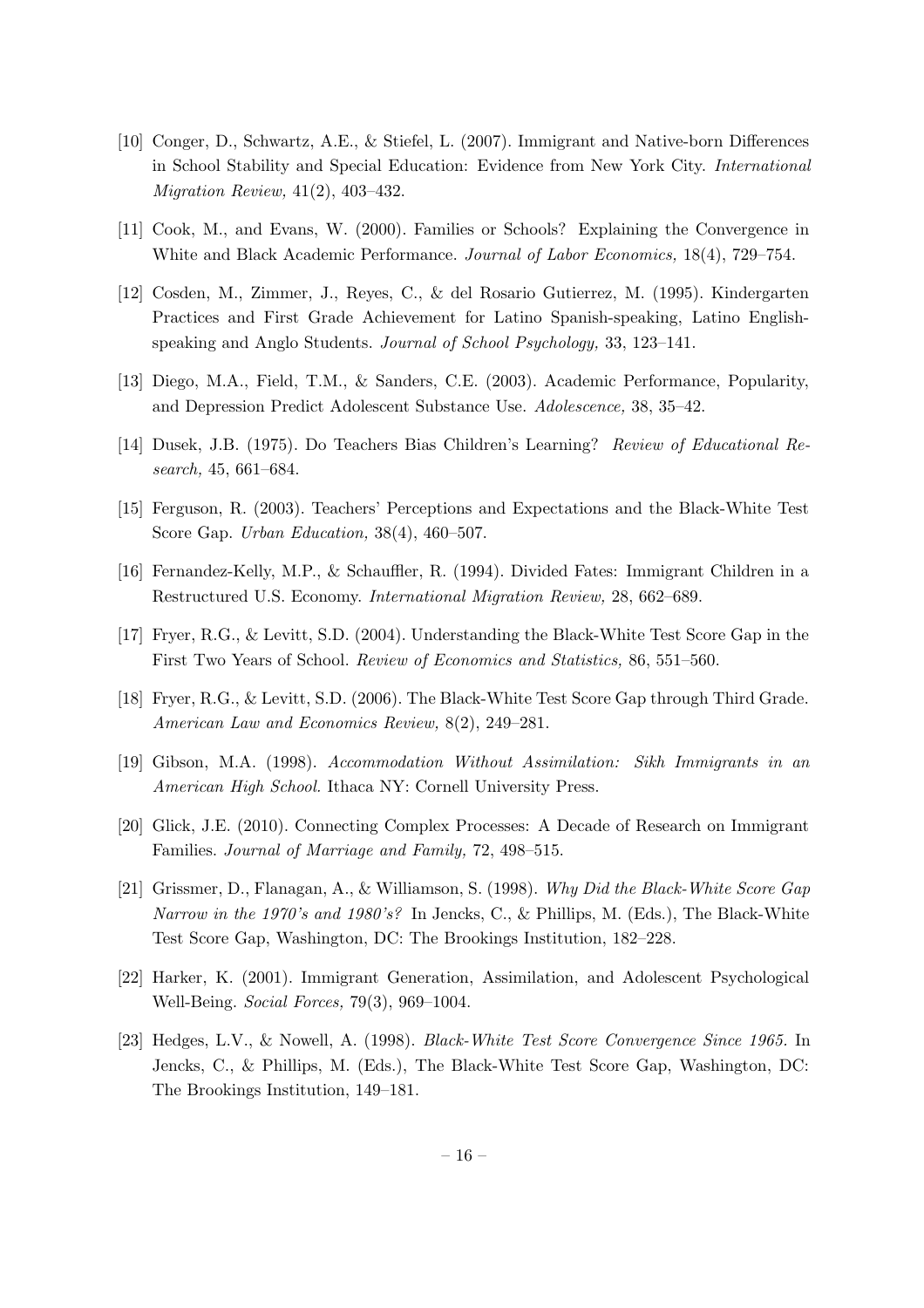[10] Conger, D., Schwartz, A.E., & Stiefel, L. (2007). Immigrant and Native-born Differences in School Stability and Special Education: Evidence from New York City. *International Migration Review,* 41(2), 403–432.

[11] Cook, M., and Evans, W. (2000). Families or Schools? Explaining the Convergence in White and Black Academic Performance. *Journal of Labor Economics,* 18(4), 729–754.

[12] Cosden, M., Zimmer, J., Reyes, C., & del Rosario Gutierrez, M. (1995). Kindergarten Practices and First Grade Achievement for Latino Spanish-speaking, Latino English-speaking and Anglo Students. *Journal of School Psychology,* 33, 123–141.

[13] Diego, M.A., Field, T.M., & Sanders, C.E. (2003). Academic Performance, Popularity, and Depression Predict Adolescent Substance Use. *Adolescence,* 38, 35–42.

[14] Dusek, J.B. (1975). Do Teachers Bias Children's Learning? *Review of Educational Research,* 45, 661–684.

[15] Ferguson, R. (2003). Teachers' Perceptions and Expectations and the Black-White Test Score Gap. *Urban Education,* 38(4), 460–507.

[16] Fernandez-Kelly, M.P., & Schauffler, R. (1994). Divided Fates: Immigrant Children in a Restructured U.S. Economy. *International Migration Review,* 28, 662–689.

[17] Fryer, R.G., & Levitt, S.D. (2004). Understanding the Black-White Test Score Gap in the First Two Years of School. *Review of Economics and Statistics,* 86, 551–560.

[18] Fryer, R.G., & Levitt, S.D. (2006). The Black-White Test Score Gap through Third Grade. *American Law and Economics Review,* 8(2), 249–281.

[19] Gibson, M.A. (1998). *Accommodation Without Assimilation: Sikh Immigrants in an American High School.* Ithaca NY: Cornell University Press.

[20] Glick, J.E. (2010). Connecting Complex Processes: A Decade of Research on Immigrant Families. *Journal of Marriage and Family,* 72, 498–515.

[21] Grissmer, D., Flanagan, A., & Williamson, S. (1998). *Why Did the Black-White Score Gap Narrow in the 1970's and 1980's?* In Jencks, C., & Phillips, M. (Eds.), The Black-White Test Score Gap, Washington, DC: The Brookings Institution, 182–228.

[22] Harker, K. (2001). Immigrant Generation, Assimilation, and Adolescent Psychological Well-Being. *Social Forces,* 79(3), 969–1004.

[23] Hedges, L.V., & Nowell, A. (1998). *Black-White Test Score Convergence Since 1965.* In Jencks, C., & Phillips, M. (Eds.), The Black-White Test Score Gap, Washington, DC: The Brookings Institution, 149–181.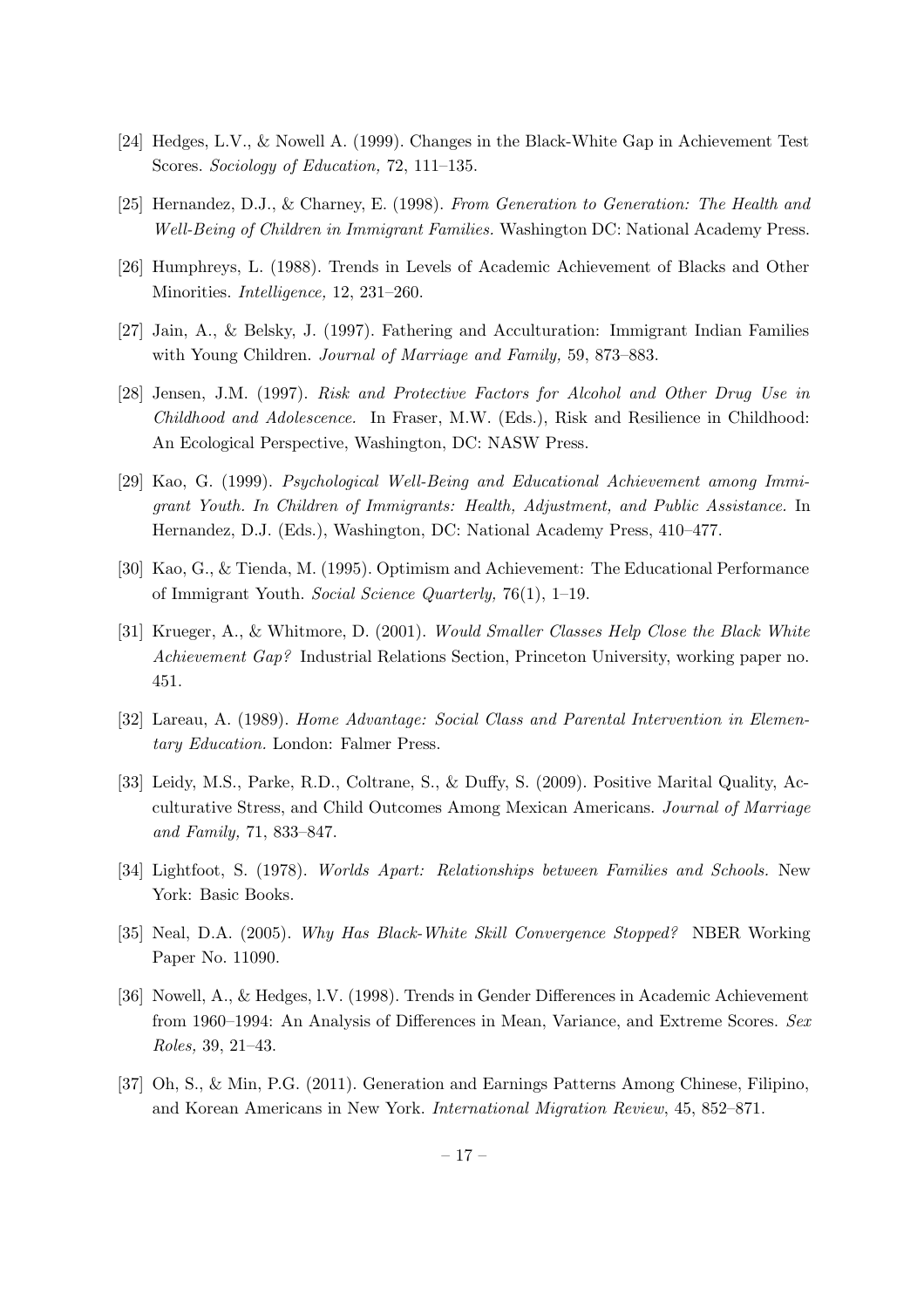[24] Hedges, L.V., & Nowell A. (1999). Changes in the Black-White Gap in Achievement Test Scores. *Sociology of Education,* 72, 111–135.

[25] Hernandez, D.J., & Charney, E. (1998). *From Generation to Generation: The Health and Well-Being of Children in Immigrant Families.* Washington DC: National Academy Press.

[26] Humphreys, L. (1988). Trends in Levels of Academic Achievement of Blacks and Other Minorities. *Intelligence,* 12, 231–260.

[27] Jain, A., & Belsky, J. (1997). Fathering and Acculturation: Immigrant Indian Families with Young Children. *Journal of Marriage and Family,* 59, 873–883.

[28] Jensen, J.M. (1997). *Risk and Protective Factors for Alcohol and Other Drug Use in Childhood and Adolescence.* In Fraser, M.W. (Eds.), Risk and Resilience in Childhood: An Ecological Perspective, Washington, DC: NASW Press.

[29] Kao, G. (1999). *Psychological Well-Being and Educational Achievement among Immigrant Youth. In Children of Immigrants: Health, Adjustment, and Public Assistance.* In Hernandez, D.J. (Eds.), Washington, DC: National Academy Press, 410–477.

[30] Kao, G., & Tienda, M. (1995). Optimism and Achievement: The Educational Performance of Immigrant Youth. *Social Science Quarterly,* 76(1), 1–19.

[31] Krueger, A., & Whitmore, D. (2001). *Would Smaller Classes Help Close the Black White Achievement Gap?* Industrial Relations Section, Princeton University, working paper no. 451.

[32] Lareau, A. (1989). *Home Advantage: Social Class and Parental Intervention in Elementary Education.* London: Falmer Press.

[33] Leidy, M.S., Parke, R.D., Coltrane, S., & Duffy, S. (2009). Positive Marital Quality, Acculturative Stress, and Child Outcomes Among Mexican Americans. *Journal of Marriage and Family,* 71, 833–847.

[34] Lightfoot, S. (1978). *Worlds Apart: Relationships between Families and Schools.* New York: Basic Books.

[35] Neal, D.A. (2005). *Why Has Black-White Skill Convergence Stopped?* NBER Working Paper No. 11090.

[36] Nowell, A., & Hedges, l.V. (1998). Trends in Gender Differences in Academic Achievement from 1960–1994: An Analysis of Differences in Mean, Variance, and Extreme Scores. *Sex Roles,* 39, 21–43.

[37] Oh, S., & Min, P.G. (2011). Generation and Earnings Patterns Among Chinese, Filipino, and Korean Americans in New York. *International Migration Review*, 45, 852–871.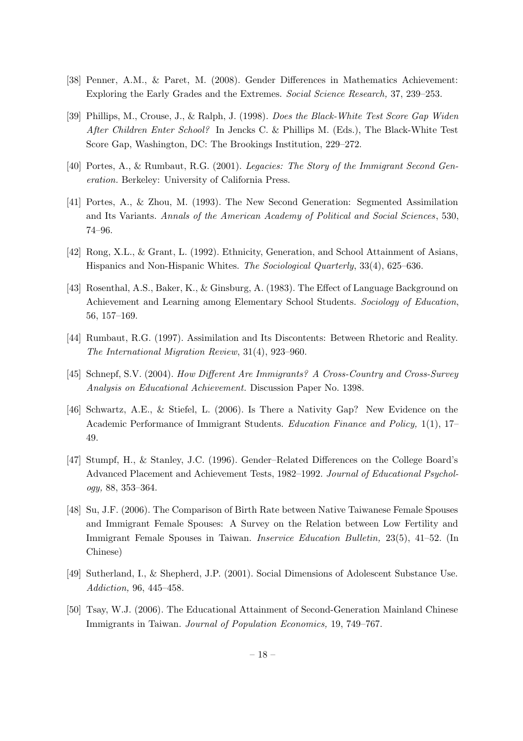[38] Penner, A.M., & Paret, M. (2008). Gender Differences in Mathematics Achievement: Exploring the Early Grades and the Extremes. *Social Science Research*, 37, 239–253.

[39] Phillips, M., Crouse, J., & Ralph, J. (1998). *Does the Black-White Test Score Gap Widen After Children Enter School?* In Jencks C. & Phillips M. (Eds.), The Black-White Test Score Gap, Washington, DC: The Brookings Institution, 229–272.

[40] Portes, A., & Rumbaut, R.G. (2001). *Legacies: The Story of the Immigrant Second Generation.* Berkeley: University of California Press.

[41] Portes, A., & Zhou, M. (1993). The New Second Generation: Segmented Assimilation and Its Variants. *Annals of the American Academy of Political and Social Sciences*, 530, 74–96.

[42] Rong, X.L., & Grant, L. (1992). Ethnicity, Generation, and School Attainment of Asians, Hispanics and Non-Hispanic Whites. *The Sociological Quarterly*, 33(4), 625–636.

[43] Rosenthal, A.S., Baker, K., & Ginsburg, A. (1983). The Effect of Language Background on Achievement and Learning among Elementary School Students. *Sociology of Education*, 56, 157–169.

[44] Rumbaut, R.G. (1997). Assimilation and Its Discontents: Between Rhetoric and Reality. *The International Migration Review*, 31(4), 923–960.

[45] Schnepf, S.V. (2004). *How Different Are Immigrants? A Cross-Country and Cross-Survey Analysis on Educational Achievement.* Discussion Paper No. 1398.

[46] Schwartz, A.E., & Stiefel, L. (2006). Is There a Nativity Gap? New Evidence on the Academic Performance of Immigrant Students. *Education Finance and Policy,* 1(1), 17–49.

[47] Stumpf, H., & Stanley, J.C. (1996). Gender–Related Differences on the College Board's Advanced Placement and Achievement Tests, 1982–1992. *Journal of Educational Psychology,* 88, 353–364.

[48] Su, J.F. (2006). The Comparison of Birth Rate between Native Taiwanese Female Spouses and Immigrant Female Spouses: A Survey on the Relation between Low Fertility and Immigrant Female Spouses in Taiwan. *Inservice Education Bulletin,* 23(5), 41–52. (In Chinese)

[49] Sutherland, I., & Shepherd, J.P. (2001). Social Dimensions of Adolescent Substance Use. *Addiction,* 96, 445–458.

[50] Tsay, W.J. (2006). The Educational Attainment of Second-Generation Mainland Chinese Immigrants in Taiwan. *Journal of Population Economics,* 19, 749–767.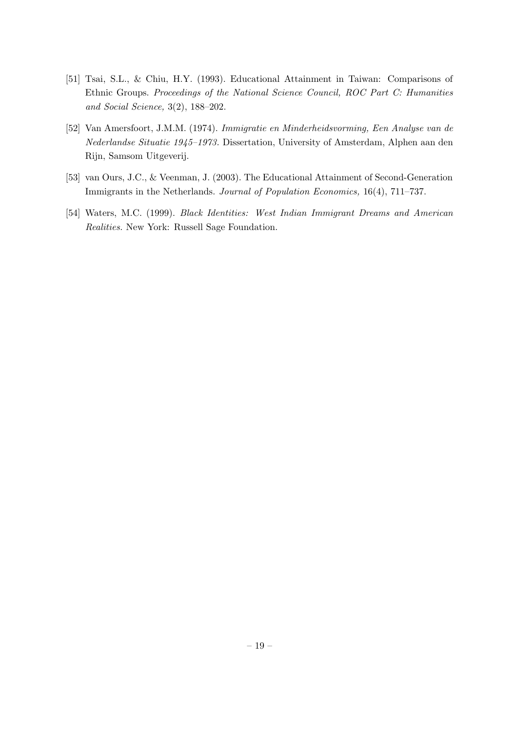[51] Tsai, S.L., & Chiu, H.Y. (1993). Educational Attainment in Taiwan: Comparisons of Ethnic Groups. *Proceedings of the National Science Council, ROC Part C: Humanities and Social Science,* 3(2), 188–202.

[52] Van Amersfoort, J.M.M. (1974). *Immigratie en Minderheidsvorming, Een Analyse van de Nederlandse Situatie 1945–1973.* Dissertation, University of Amsterdam, Alphen aan den Rijn, Samsom Uitgeverij.

[53] van Ours, J.C., & Veenman, J. (2003). The Educational Attainment of Second-Generation Immigrants in the Netherlands. *Journal of Population Economics,* 16(4), 711–737.

[54] Waters, M.C. (1999). *Black Identities: West Indian Immigrant Dreams and American Realities.* New York: Russell Sage Foundation.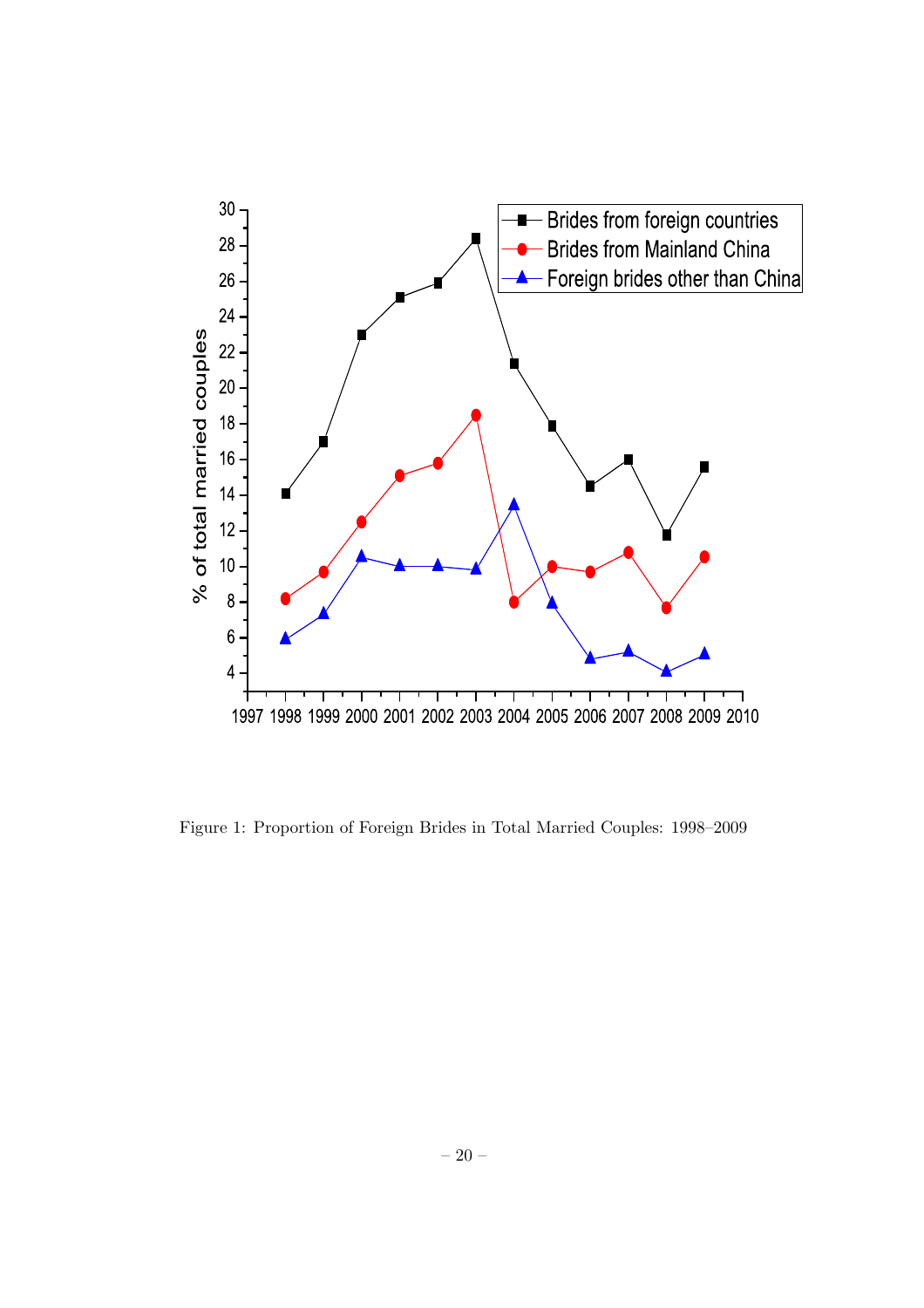Figure 1: Proportion of Foreign Brides in Total Married Couples: 1998–2009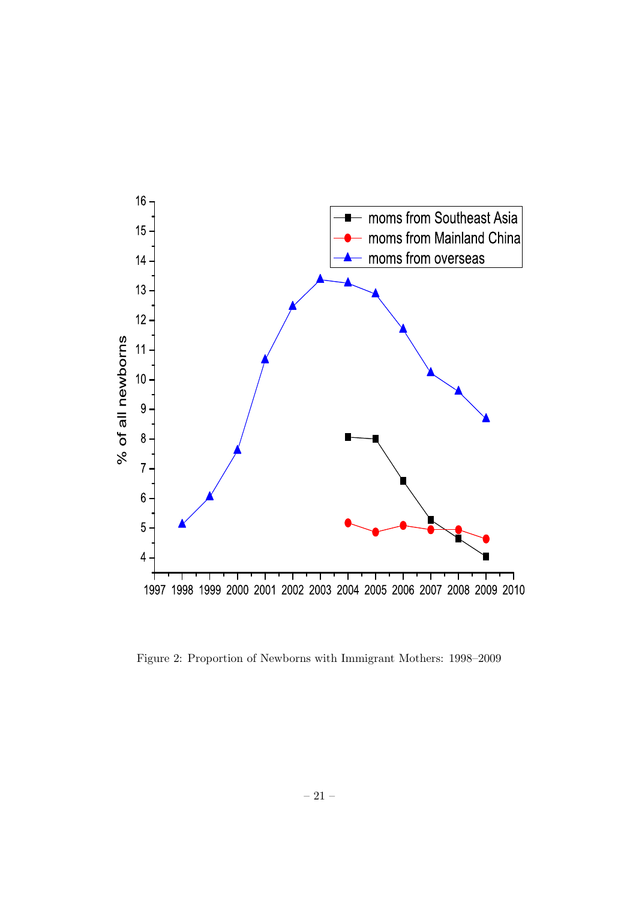Figure 2: Proportion of Newborns with Immigrant Mothers: 1998–2009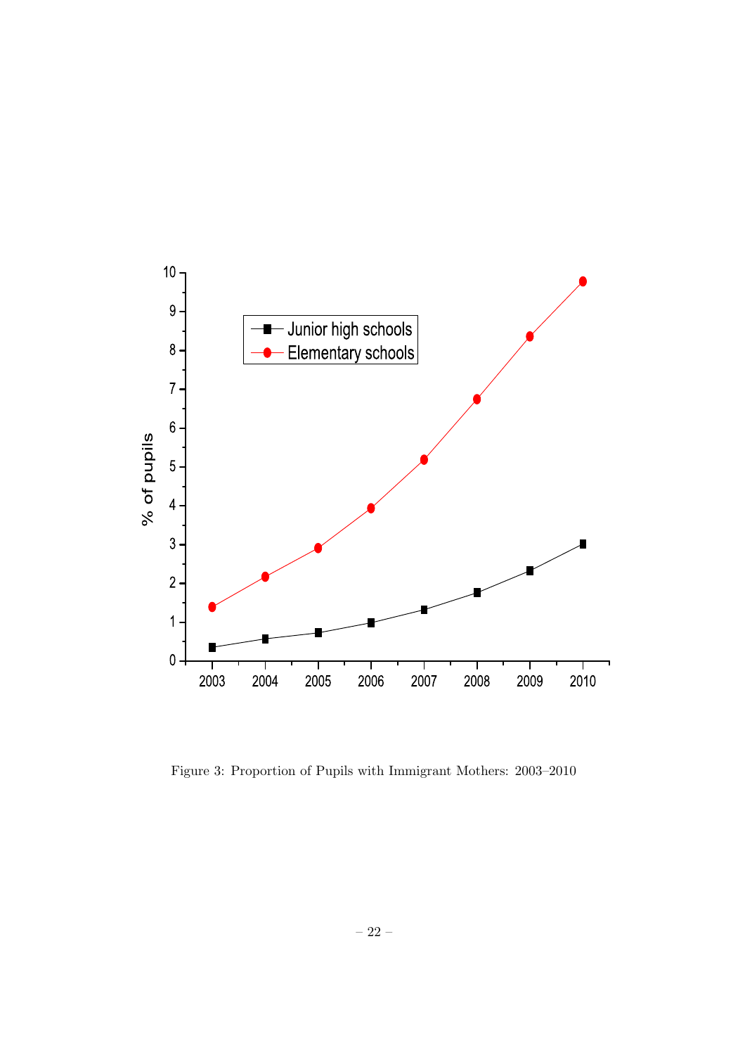Figure 3: Proportion of Pupils with Immigrant Mothers: 2003–2010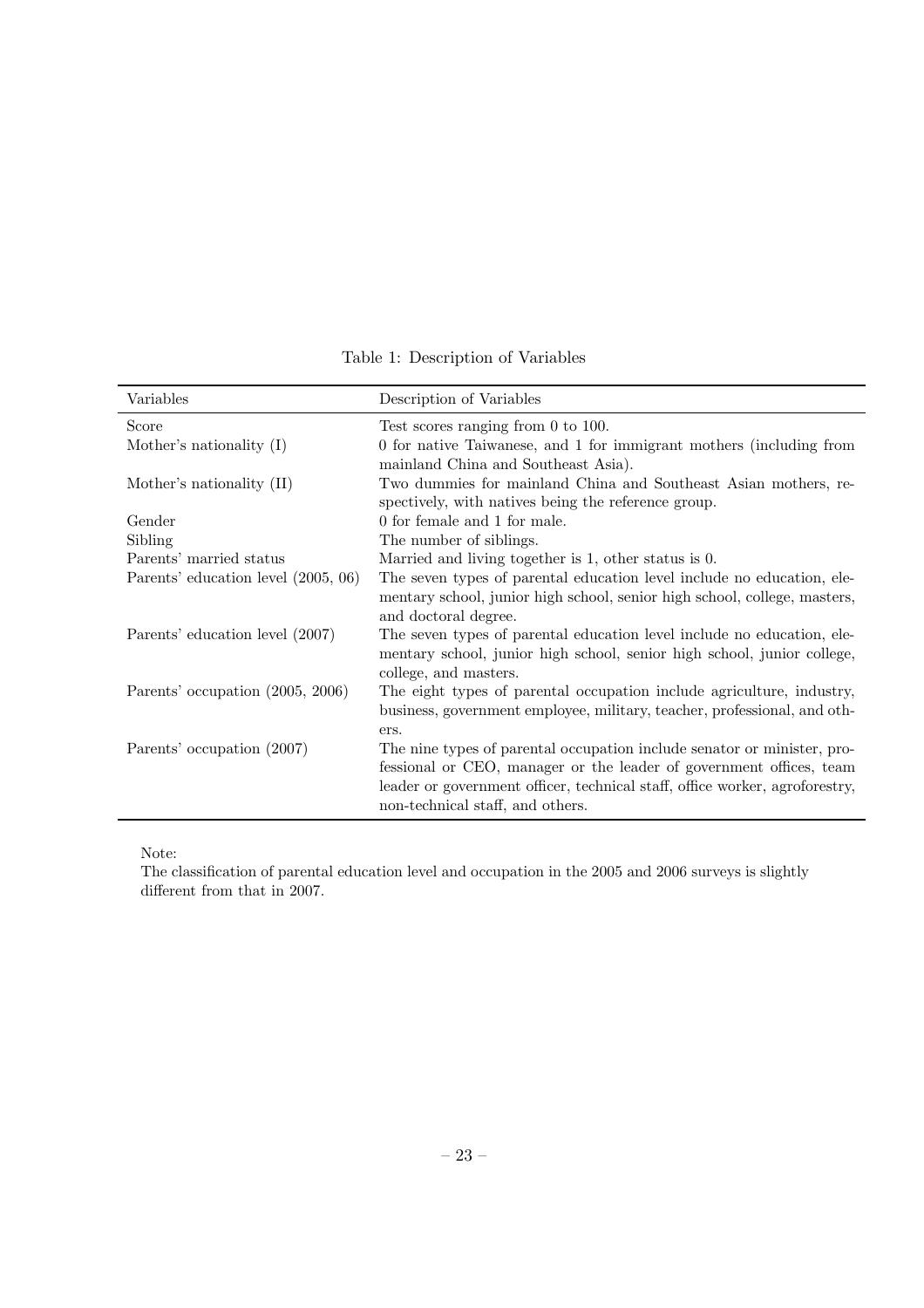Table 1: Description of Variables

| Variables | Description of Variables |
| --- | --- |
| Score | Test scores ranging from 0 to 100. |
| Mother's nationality (I) | 0 for native Taiwanese, and 1 for immigrant mothers (including from mainland China and Southeast Asia). |
| Mother's nationality (II) | Two dummies for mainland China and Southeast Asian mothers, respectively, with natives being the reference group. |
| Gender | 0 for female and 1 for male. |
| Sibling | The number of siblings. |
| Parents' married status | Married and living together is 1, other status is 0. |
| Parents' education level (2005, 06) | The seven types of parental education level include no education, elementary school, junior high school, senior high school, college, masters, and doctoral degree. |
| Parents' education level (2007) | The seven types of parental education level include no education, elementary school, junior high school, senior high school, junior college, college, and masters. |
| Parents' occupation (2005, 2006) | The eight types of parental occupation include agriculture, industry, business, government employee, military, teacher, professional, and others. |
| Parents' occupation (2007) | The nine types of parental occupation include senator or minister, professional or CEO, manager or the leader of government offices, team leader or government officer, technical staff, office worker, agroforestry, non-technical staff, and others. |

Note:
The classification of parental education level and occupation in the 2005 and 2006 surveys is slightly different from that in 2007.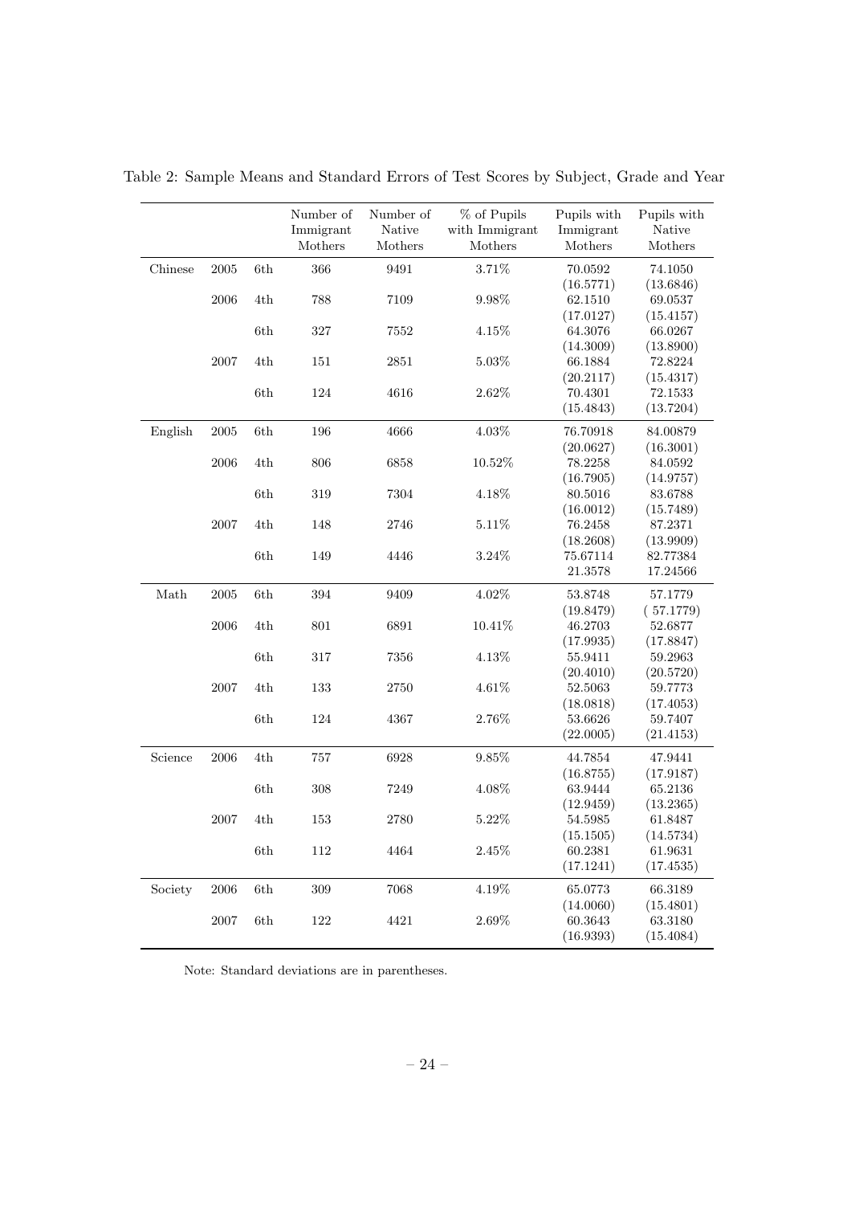Table 2: Sample Means and Standard Errors of Test Scores by Subject, Grade and Year

| | | | Number of Immigrant Mothers | Number of Native Mothers | % of Pupils with Immigrant Mothers | Pupils with Immigrant Mothers | Pupils with Native Mothers |
|---|---|---|---|---|---|---|---|
| Chinese | 2005 | 6th | 366 | 9491 | 3.71% | 70.0592 | 74.1050 |
| | | | | | | (16.5771) | (13.6846) |
| | 2006 | 4th | 788 | 7109 | 9.98% | 62.1510 | 69.0537 |
| | | | | | | (17.0127) | (15.4157) |
| | | 6th | 327 | 7552 | 4.15% | 64.3076 | 66.0267 |
| | | | | | | (14.3009) | (13.8900) |
| | 2007 | 4th | 151 | 2851 | 5.03% | 66.1884 | 72.8224 |
| | | | | | | (20.2117) | (15.4317) |
| | | 6th | 124 | 4616 | 2.62% | 70.4301 | 72.1533 |
| | | | | | | (15.4843) | (13.7204) |
| English | 2005 | 6th | 196 | 4666 | 4.03% | 76.70918 | 84.00879 |
| | | | | | | (20.0627) | (16.3001) |
| | 2006 | 4th | 806 | 6858 | 10.52% | 78.2258 | 84.0592 |
| | | | | | | (16.7905) | (14.9757) |
| | | 6th | 319 | 7304 | 4.18% | 80.5016 | 83.6788 |
| | | | | | | (16.0012) | (15.7489) |
| | 2007 | 4th | 148 | 2746 | 5.11% | 76.2458 | 87.2371 |
| | | | | | | (18.2608) | (13.9909) |
| | | 6th | 149 | 4446 | 3.24% | 75.67114 | 82.77384 |
| | | | | | | 21.3578 | 17.24566 |
| Math | 2005 | 6th | 394 | 9409 | 4.02% | 53.8748 | 57.1779 |
| | | | | | | (19.8479) | ( 57.1779) |
| | 2006 | 4th | 801 | 6891 | 10.41% | 46.2703 | 52.6877 |
| | | | | | | (17.9935) | (17.8847) |
| | | 6th | 317 | 7356 | 4.13% | 55.9411 | 59.2963 |
| | | | | | | (20.4010) | (20.5720) |
| | 2007 | 4th | 133 | 2750 | 4.61% | 52.5063 | 59.7773 |
| | | | | | | (18.0818) | (17.4053) |
| | | 6th | 124 | 4367 | 2.76% | 53.6626 | 59.7407 |
| | | | | | | (22.0005) | (21.4153) |
| Science | 2006 | 4th | 757 | 6928 | 9.85% | 44.7854 | 47.9441 |
| | | | | | | (16.8755) | (17.9187) |
| | | 6th | 308 | 7249 | 4.08% | 63.9444 | 65.2136 |
| | | | | | | (12.9459) | (13.2365) |
| | 2007 | 4th | 153 | 2780 | 5.22% | 54.5985 | 61.8487 |
| | | | | | | (15.1505) | (14.5734) |
| | | 6th | 112 | 4464 | 2.45% | 60.2381 | 61.9631 |
| | | | | | | (17.1241) | (17.4535) |
| Society | 2006 | 6th | 309 | 7068 | 4.19% | 65.0773 | 66.3189 |
| | | | | | | (14.0060) | (15.4801) |
| | 2007 | 6th | 122 | 4421 | 2.69% | 60.3643 | 63.3180 |
| | | | | | | (16.9393) | (15.4084) |

Note: Standard deviations are in parentheses.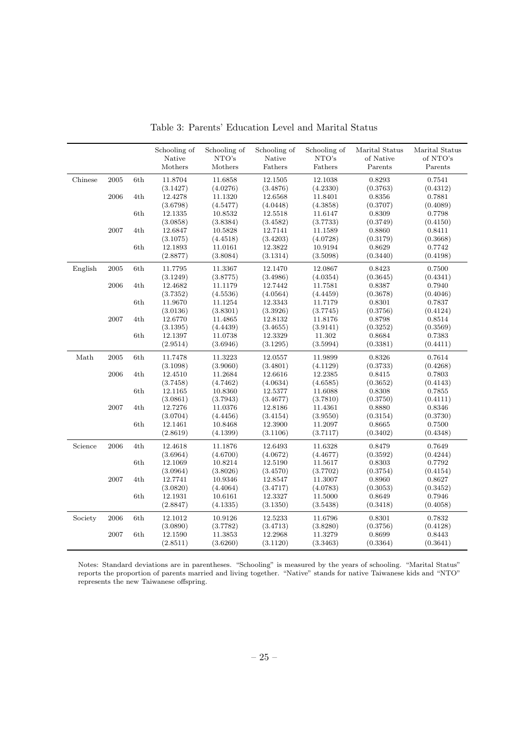Table 3: Parents' Education Level and Marital Status

| | | | Schooling of Native Mothers | Schooling of NTO's Mothers | Schooling of Native Fathers | Schooling of NTO's Fathers | Marital Status of Native Parents | Marital Status of NTO's Parents |
|---|---|---|---|---|---|---|---|---|
| Chinese | 2005 | 6th | 11.8704 | 11.6858 | 12.1505 | 12.1038 | 0.8293 | 0.7541 |
| | | | (3.1427) | (4.0276) | (3.4876) | (4.2330) | (0.3763) | (0.4312) |
| | 2006 | 4th | 12.4278 | 11.1320 | 12.6568 | 11.8401 | 0.8356 | 0.7881 |
| | | | (3.6798) | (4.5477) | (4.0448) | (4.3858) | (0.3707) | (0.4089) |
| | | 6th | 12.1335 | 10.8532 | 12.5518 | 11.6147 | 0.8309 | 0.7798 |
| | | | (3.0858) | (3.8384) | (3.4582) | (3.7733) | (0.3749) | (0.4150) |
| | 2007 | 4th | 12.6847 | 10.5828 | 12.7141 | 11.1589 | 0.8860 | 0.8411 |
| | | | (3.1075) | (4.4518) | (3.4203) | (4.0728) | (0.3179) | (0.3668) |
| | | 6th | 12.1893 | 11.0161 | 12.3822 | 10.9194 | 0.8629 | 0.7742 |
| | | | (2.8877) | (3.8084) | (3.1314) | (3.5098) | (0.3440) | (0.4198) |
| English | 2005 | 6th | 11.7795 | 11.3367 | 12.1470 | 12.0867 | 0.8423 | 0.7500 |
| | | | (3.1249) | (3.8775) | (3.4986) | (4.0354) | (0.3645) | (0.4341) |
| | 2006 | 4th | 12.4682 | 11.1179 | 12.7442 | 11.7581 | 0.8387 | 0.7940 |
| | | | (3.7352) | (4.5536) | (4.0564) | (4.4459) | (0.3678) | (0.4046) |
| | | 6th | 11.9670 | 11.1254 | 12.3343 | 11.7179 | 0.8301 | 0.7837 |
| | | | (3.0136) | (3.8301) | (3.3926) | (3.7745) | (0.3756) | (0.4124) |
| | 2007 | 4th | 12.6770 | 11.4865 | 12.8132 | 11.8176 | 0.8798 | 0.8514 |
| | | | (3.1395) | (4.4439) | (3.4655) | (3.9141) | (0.3252) | (0.3569) |
| | | 6th | 12.1397 | 11.0738 | 12.3329 | 11.302 | 0.8684 | 0.7383 |
| | | | (2.9514) | (3.6946) | (3.1295) | (3.5994) | (0.3381) | (0.4411) |
| Math | 2005 | 6th | 11.7478 | 11.3223 | 12.0557 | 11.9899 | 0.8326 | 0.7614 |
| | | | (3.1098) | (3.9060) | (3.4801) | (4.1129) | (0.3733) | (0.4268) |
| | 2006 | 4th | 12.4510 | 11.2684 | 12.6616 | 12.2385 | 0.8415 | 0.7803 |
| | | | (3.7458) | (4.7462) | (4.0634) | (4.6585) | (0.3652) | (0.4143) |
| | | 6th | 12.1165 | 10.8360 | 12.5377 | 11.6088 | 0.8308 | 0.7855 |
| | | | (3.0861) | (3.7943) | (3.4677) | (3.7810) | (0.3750) | (0.4111) |
| | 2007 | 4th | 12.7276 | 11.0376 | 12.8186 | 11.4361 | 0.8880 | 0.8346 |
| | | | (3.0704) | (4.4456) | (3.4154) | (3.9550) | (0.3154) | (0.3730) |
| | | 6th | 12.1461 | 10.8468 | 12.3900 | 11.2097 | 0.8665 | 0.7500 |
| | | | (2.8619) | (4.1399) | (3.1106) | (3.7117) | (0.3402) | (0.4348) |
| Science | 2006 | 4th | 12.4618 | 11.1876 | 12.6493 | 11.6328 | 0.8479 | 0.7649 |
| | | | (3.6964) | (4.6700) | (4.0672) | (4.4677) | (0.3592) | (0.4244) |
| | | 6th | 12.1069 | 10.8214 | 12.5190 | 11.5617 | 0.8303 | 0.7792 |
| | | | (3.0964) | (3.8026) | (3.4570) | (3.7702) | (0.3754) | (0.4154) |
| | 2007 | 4th | 12.7741 | 10.9346 | 12.8547 | 11.3007 | 0.8960 | 0.8627 |
| | | | (3.0820) | (4.4064) | (3.4717) | (4.0783) | (0.3053) | (0.3452) |
| | | 6th | 12.1931 | 10.6161 | 12.3327 | 11.5000 | 0.8649 | 0.7946 |
| | | | (2.8847) | (4.1335) | (3.1350) | (3.5438) | (0.3418) | (0.4058) |
| Society | 2006 | 6th | 12.1012 | 10.9126 | 12.5233 | 11.6796 | 0.8301 | 0.7832 |
| | | | (3.0890) | (3.7782) | (3.4713) | (3.8280) | (0.3756) | (0.4128) |
| | 2007 | 6th | 12.1590 | 11.3853 | 12.2968 | 11.3279 | 0.8699 | 0.8443 |
| | | | (2.8511) | (3.6260) | (3.1120) | (3.3463) | (0.3364) | (0.3641) |

Notes: Standard deviations are in parentheses. "Schooling" is measured by the years of schooling. "Marital Status" reports the proportion of parents married and living together. "Native" stands for native Taiwanese kids and "NTO" represents the new Taiwanese offspring.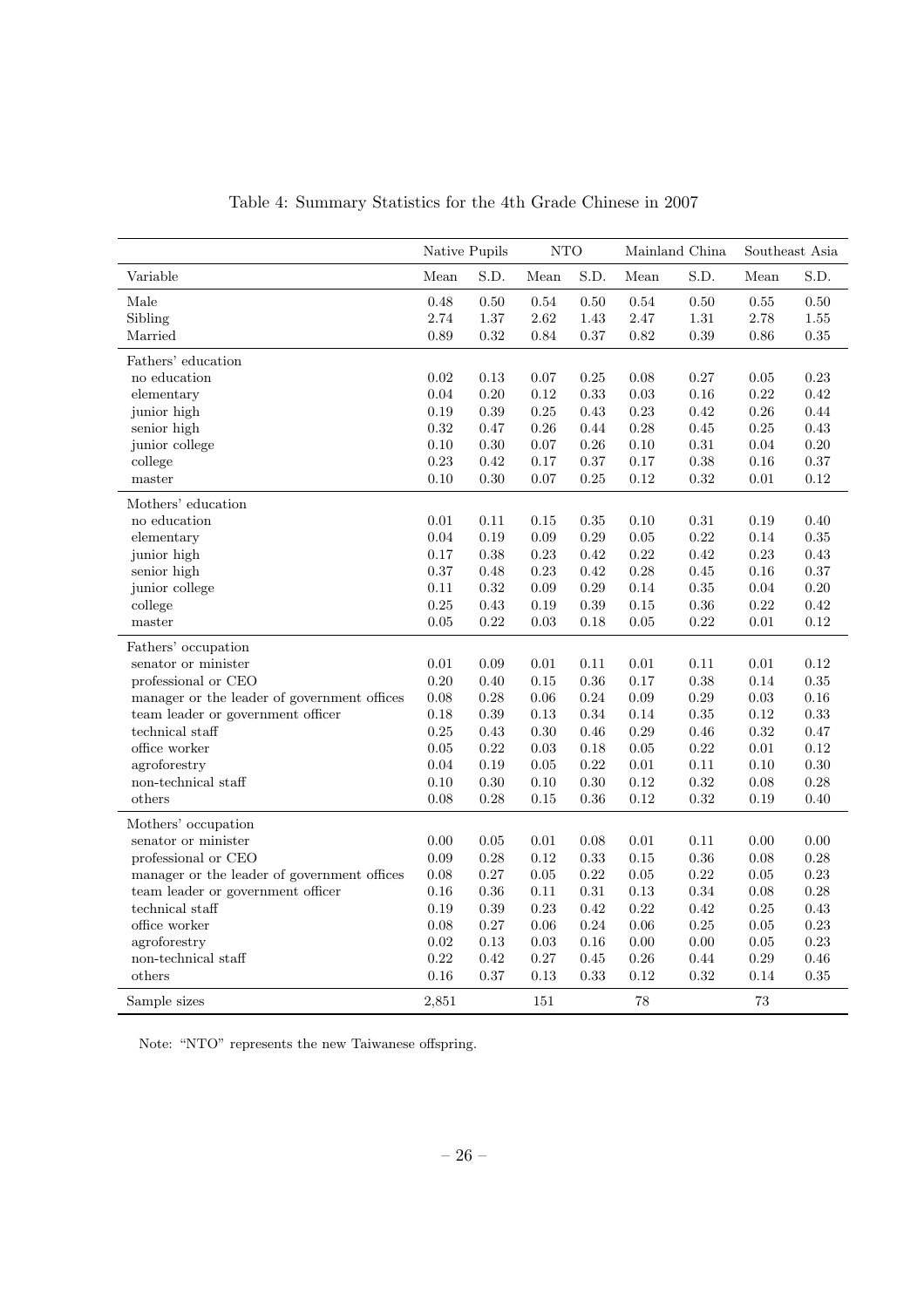Table 4: Summary Statistics for the 4th Grade Chinese in 2007

| | Native Pupils | | NTO | | Mainland China | | Southeast Asia | |
|---|---|---|---|---|---|---|---|---|
| Variable | Mean | S.D. | Mean | S.D. | Mean | S.D. | Mean | S.D. |
| Male | 0.48 | 0.50 | 0.54 | 0.50 | 0.54 | 0.50 | 0.55 | 0.50 |
| Sibling | 2.74 | 1.37 | 2.62 | 1.43 | 2.47 | 1.31 | 2.78 | 1.55 |
| Married | 0.89 | 0.32 | 0.84 | 0.37 | 0.82 | 0.39 | 0.86 | 0.35 |
| Fathers' education | | | | | | | | |
| no education | 0.02 | 0.13 | 0.07 | 0.25 | 0.08 | 0.27 | 0.05 | 0.23 |
| elementary | 0.04 | 0.20 | 0.12 | 0.33 | 0.03 | 0.16 | 0.22 | 0.42 |
| junior high | 0.19 | 0.39 | 0.25 | 0.43 | 0.23 | 0.42 | 0.26 | 0.44 |
| senior high | 0.32 | 0.47 | 0.26 | 0.44 | 0.28 | 0.45 | 0.25 | 0.43 |
| junior college | 0.10 | 0.30 | 0.07 | 0.26 | 0.10 | 0.31 | 0.04 | 0.20 |
| college | 0.23 | 0.42 | 0.17 | 0.37 | 0.17 | 0.38 | 0.16 | 0.37 |
| master | 0.10 | 0.30 | 0.07 | 0.25 | 0.12 | 0.32 | 0.01 | 0.12 |
| Mothers' education | | | | | | | | |
| no education | 0.01 | 0.11 | 0.15 | 0.35 | 0.10 | 0.31 | 0.19 | 0.40 |
| elementary | 0.04 | 0.19 | 0.09 | 0.29 | 0.05 | 0.22 | 0.14 | 0.35 |
| junior high | 0.17 | 0.38 | 0.23 | 0.42 | 0.22 | 0.42 | 0.23 | 0.43 |
| senior high | 0.37 | 0.48 | 0.23 | 0.42 | 0.28 | 0.45 | 0.16 | 0.37 |
| junior college | 0.11 | 0.32 | 0.09 | 0.29 | 0.14 | 0.35 | 0.04 | 0.20 |
| college | 0.25 | 0.43 | 0.19 | 0.39 | 0.15 | 0.36 | 0.22 | 0.42 |
| master | 0.05 | 0.22 | 0.03 | 0.18 | 0.05 | 0.22 | 0.01 | 0.12 |
| Fathers' occupation | | | | | | | | |
| senator or minister | 0.01 | 0.09 | 0.01 | 0.11 | 0.01 | 0.11 | 0.01 | 0.12 |
| professional or CEO | 0.20 | 0.40 | 0.15 | 0.36 | 0.17 | 0.38 | 0.14 | 0.35 |
| manager or the leader of government offices | 0.08 | 0.28 | 0.06 | 0.24 | 0.09 | 0.29 | 0.03 | 0.16 |
| team leader or government officer | 0.18 | 0.39 | 0.13 | 0.34 | 0.14 | 0.35 | 0.12 | 0.33 |
| technical staff | 0.25 | 0.43 | 0.30 | 0.46 | 0.29 | 0.46 | 0.32 | 0.47 |
| office worker | 0.05 | 0.22 | 0.03 | 0.18 | 0.05 | 0.22 | 0.01 | 0.12 |
| agroforestry | 0.04 | 0.19 | 0.05 | 0.22 | 0.01 | 0.11 | 0.10 | 0.30 |
| non-technical staff | 0.10 | 0.30 | 0.10 | 0.30 | 0.12 | 0.32 | 0.08 | 0.28 |
| others | 0.08 | 0.28 | 0.15 | 0.36 | 0.12 | 0.32 | 0.19 | 0.40 |
| Mothers' occupation | | | | | | | | |
| senator or minister | 0.00 | 0.05 | 0.01 | 0.08 | 0.01 | 0.11 | 0.00 | 0.00 |
| professional or CEO | 0.09 | 0.28 | 0.12 | 0.33 | 0.15 | 0.36 | 0.08 | 0.28 |
| manager or the leader of government offices | 0.08 | 0.27 | 0.05 | 0.22 | 0.05 | 0.22 | 0.05 | 0.23 |
| team leader or government officer | 0.16 | 0.36 | 0.11 | 0.31 | 0.13 | 0.34 | 0.08 | 0.28 |
| technical staff | 0.19 | 0.39 | 0.23 | 0.42 | 0.22 | 0.42 | 0.25 | 0.43 |
| office worker | 0.08 | 0.27 | 0.06 | 0.24 | 0.06 | 0.25 | 0.05 | 0.23 |
| agroforestry | 0.02 | 0.13 | 0.03 | 0.16 | 0.00 | 0.00 | 0.05 | 0.23 |
| non-technical staff | 0.22 | 0.42 | 0.27 | 0.45 | 0.26 | 0.44 | 0.29 | 0.46 |
| others | 0.16 | 0.37 | 0.13 | 0.33 | 0.12 | 0.32 | 0.14 | 0.35 |
| Sample sizes | 2,851 | | 151 | | 78 | | 73 | |

Note: "NTO" represents the new Taiwanese offspring.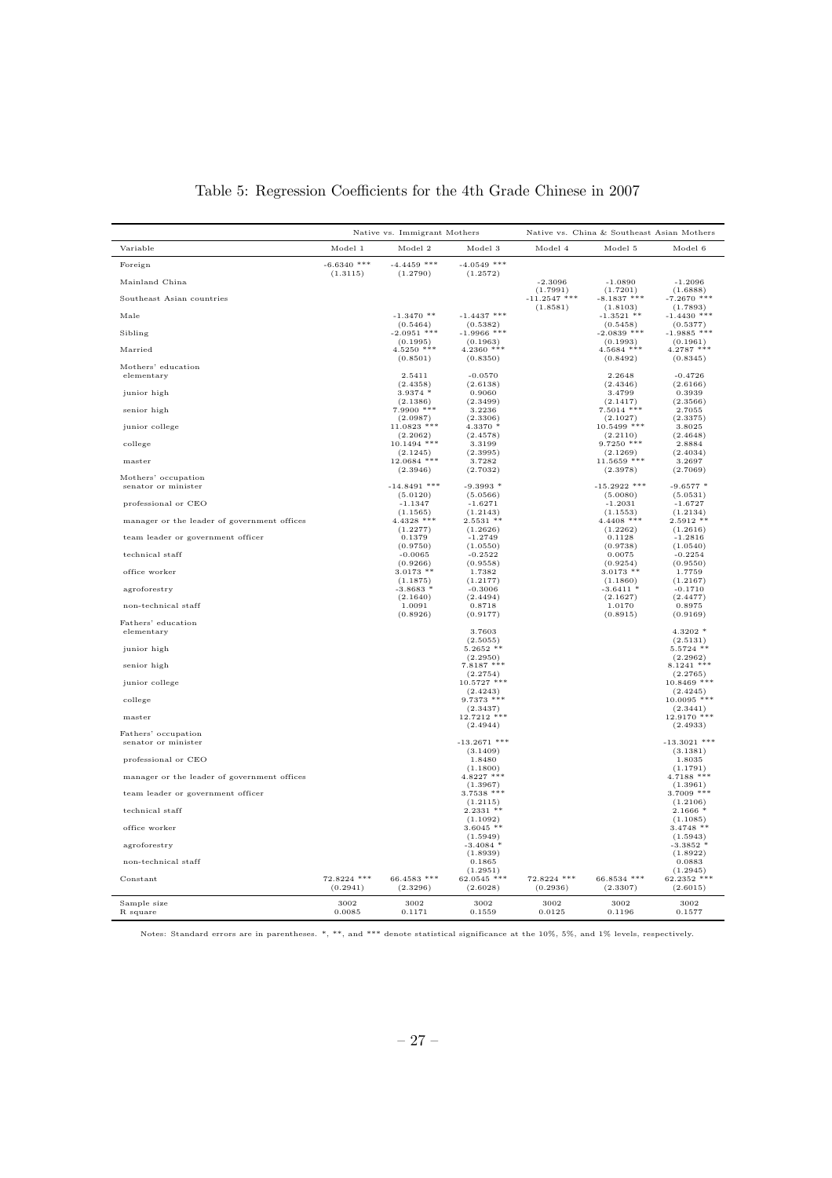# Table 5: Regression Coefficients for the 4th Grade Chinese in 2007

| | Native vs. Immigrant Mothers | | | Native vs. China & Southeast Asian Mothers | | |
|---|---|---|---|---|---|---|
| Variable | Model 1 | Model 2 | Model 3 | Model 4 | Model 5 | Model 6 |
| Foreign | -6.6340 *** | -4.4459 *** | -4.0549 *** | | | |
| | (1.3115) | (1.2790) | (1.2572) | | | |
| Mainland China | | | | -2.3096 | -1.0890 | -1.2096 |
| | | | | (1.7991) | (1.7201) | (1.6888) |
| Southeast Asian countries | | | | -11.2547 *** | -8.1837 *** | -7.2670 *** |
| | | | | (1.8581) | (1.8103) | (1.7893) |
| Male | | -1.3470 ** | -1.4437 *** | | -1.3521 ** | -1.4430 *** |
| | | (0.5464) | (0.5382) | | (0.5458) | (0.5377) |
| Sibling | | -2.0951 *** | -1.9966 *** | | -2.0839 *** | -1.9885 *** |
| | | (0.1995) | (0.1963) | | (0.1993) | (0.1961) |
| Married | | 4.5250 *** | 4.2360 *** | | 4.5684 *** | 4.2787 *** |
| | | (0.8501) | (0.8350) | | (0.8492) | (0.8345) |
| Mothers' education | | | | | | |
| elementary | | 2.5411 | -0.0570 | | 2.2648 | -0.4726 |
| | | (2.4358) | (2.6138) | | (2.4346) | (2.6166) |
| junior high | | 3.9374 * | 0.9060 | | 3.4799 | 0.3939 |
| | | (2.1386) | (2.3499) | | (2.1417) | (2.3566) |
| senior high | | 7.9900 *** | 3.2236 | | 7.5014 *** | 2.7055 |
| | | (2.0987) | (2.3306) | | (2.1027) | (2.3375) |
| junior college | | 11.0823 *** | 4.3370 * | | 10.5499 *** | 3.8025 |
| | | (2.2062) | (2.4578) | | (2.2110) | (2.4648) |
| college | | 10.1494 *** | 3.3199 | | 9.7250 *** | 2.8884 |
| | | (2.1245) | (2.3995) | | (2.1269) | (2.4034) |
| master | | 12.0684 *** | 3.7282 | | 11.5659 *** | 3.2697 |
| | | (2.3946) | (2.7032) | | (2.3978) | (2.7069) |
| Mothers' occupation | | | | | | |
| senator or minister | | -14.8491 *** | -9.3993 * | | -15.2922 *** | -9.6577 * |
| | | (5.0120) | (5.0566) | | (5.0080) | (5.0531) |
| professional or CEO | | -1.1347 | -1.6271 | | -1.2031 | -1.6727 |
| | | (1.1565) | (1.2143) | | (1.1553) | (1.2134) |
| manager or the leader of government offices | | 4.4328 *** | 2.5531 ** | | 4.4408 *** | 2.5912 ** |
| | | (1.2277) | (1.2626) | | (1.2262) | (1.2616) |
| team leader or government officer | | 0.1379 | -1.2749 | | 0.1128 | -1.2816 |
| | | (0.9750) | (1.0550) | | (0.9738) | (1.0540) |
| technical staff | | -0.0065 | -0.2522 | | 0.0075 | -0.2254 |
| | | (0.9266) | (0.9558) | | (0.9254) | (0.9550) |
| office worker | | 3.0173 ** | 1.7382 | | 3.0173 ** | 1.7759 |
| | | (1.1875) | (1.2177) | | (1.1860) | (1.2167) |
| agroforestry | | -3.8683 * | -0.3006 | | -3.6411 * | -0.1710 |
| | | (2.1640) | (2.4494) | | (2.1627) | (2.4477) |
| non-technical staff | | 1.0091 | 0.8718 | | 1.0170 | 0.8975 |
| | | (0.8926) | (0.9177) | | (0.8915) | (0.9169) |
| Fathers' education | | | | | | |
| elementary | | | 3.7603 | | | 4.3202 * |
| | | | (2.5055) | | | (2.5131) |
| junior high | | | 5.2652 ** | | | 5.5724 ** |
| | | | (2.2950) | | | (2.2962) |
| senior high | | | 7.8187 *** | | | 8.1241 *** |
| | | | (2.2754) | | | (2.2765) |
| junior college | | | 10.5727 *** | | | 10.8469 *** |
| | | | (2.4243) | | | (2.4245) |
| college | | | 9.7373 *** | | | 10.0095 *** |
| | | | (2.3437) | | | (2.3441) |
| master | | | 12.7212 *** | | | 12.9170 *** |
| | | | (2.4944) | | | (2.4933) |
| Fathers' occupation | | | | | | |
| senator or minister | | | -13.2671 *** | | | -13.3021 *** |
| | | | (3.1409) | | | (3.1381) |
| professional or CEO | | | 1.8480 | | | 1.8035 |
| | | | (1.1800) | | | (1.1791) |
| manager or the leader of government offices | | | 4.8227 *** | | | 4.7188 *** |
| | | | (1.3967) | | | (1.3961) |
| team leader or government officer | | | 3.7538 *** | | | 3.7009 *** |
| | | | (1.2115) | | | (1.2106) |
| technical staff | | | 2.2331 ** | | | 2.1666 * |
| | | | (1.1092) | | | (1.1085) |
| office worker | | | 3.6045 ** | | | 3.4748 ** |
| | | | (1.5949) | | | (1.5943) |
| agroforestry | | | -3.4084 * | | | -3.3852 * |
| | | | (1.8939) | | | (1.8922) |
| non-technical staff | | | 0.1865 | | | 0.0883 |
| | | | (1.2951) | | | (1.2945) |
| Constant | 72.8224 *** | 66.4583 *** | 62.0545 *** | 72.8224 *** | 66.8534 *** | 62.2352 *** |
| | (0.2941) | (2.3296) | (2.6028) | (0.2936) | (2.3307) | (2.6015) |
| Sample size | 3002 | 3002 | 3002 | 3002 | 3002 | 3002 |
| R square | 0.0085 | 0.1171 | 0.1559 | 0.0125 | 0.1196 | 0.1577 |

Notes: Standard errors are in parentheses. *, **, and *** denote statistical significance at the 10%, 5%, and 1% levels, respectively.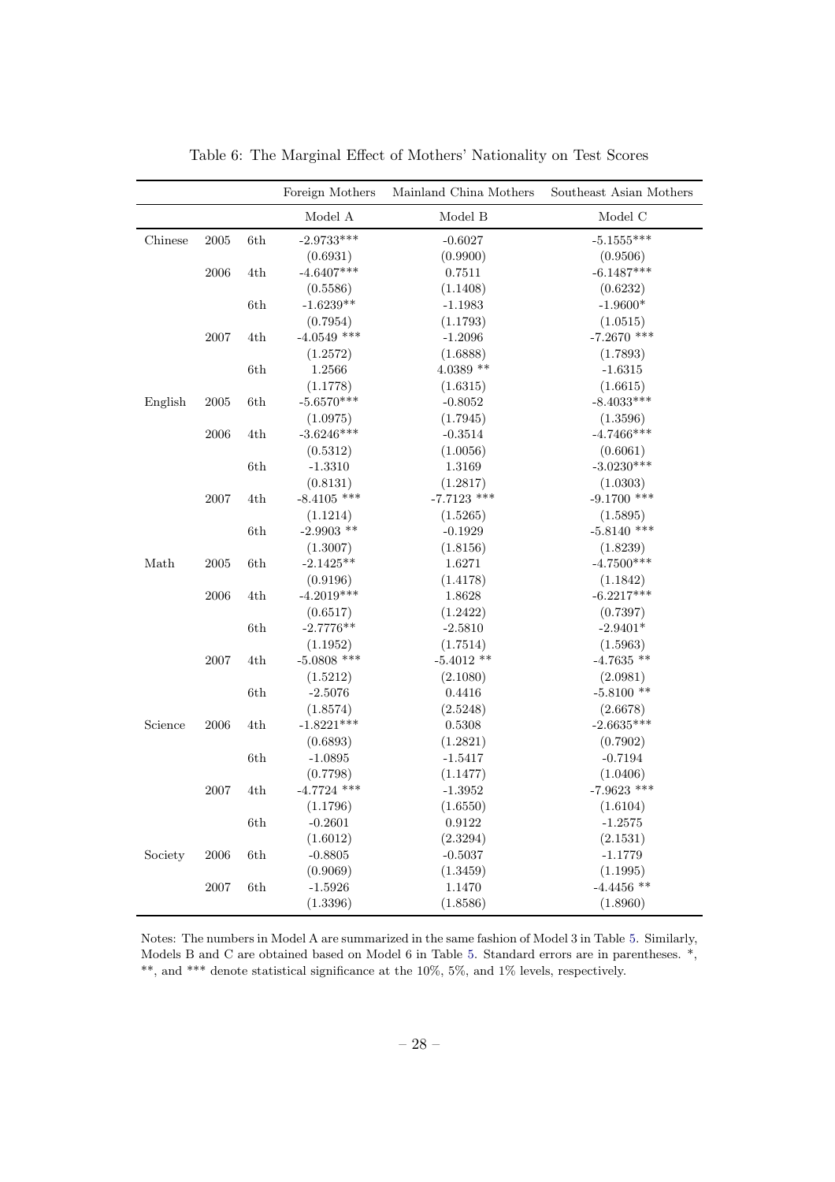Table 6: The Marginal Effect of Mothers' Nationality on Test Scores

| | | | Foreign Mothers | Mainland China Mothers | Southeast Asian Mothers |
|---|---|---|---|---|---|
| | | | Model A | Model B | Model C |
| Chinese | 2005 | 6th | -2.9733*** | -0.6027 | -5.1555*** |
| | | | (0.6931) | (0.9900) | (0.9506) |
| | 2006 | 4th | -4.6407*** | 0.7511 | -6.1487*** |
| | | | (0.5586) | (1.1408) | (0.6232) |
| | | 6th | -1.6239** | -1.1983 | -1.9600* |
| | | | (0.7954) | (1.1793) | (1.0515) |
| | 2007 | 4th | -4.0549 *** | -1.2096 | -7.2670 *** |
| | | | (1.2572) | (1.6888) | (1.7893) |
| | | 6th | 1.2566 | 4.0389 ** | -1.6315 |
| | | | (1.1778) | (1.6315) | (1.6615) |
| English | 2005 | 6th | -5.6570*** | -0.8052 | -8.4033*** |
| | | | (1.0975) | (1.7945) | (1.3596) |
| | 2006 | 4th | -3.6246*** | -0.3514 | -4.7466*** |
| | | | (0.5312) | (1.0056) | (0.6061) |
| | | 6th | -1.3310 | 1.3169 | -3.0230*** |
| | | | (0.8131) | (1.2817) | (1.0303) |
| | 2007 | 4th | -8.4105 *** | -7.7123 *** | -9.1700 *** |
| | | | (1.1214) | (1.5265) | (1.5895) |
| | | 6th | -2.9903 ** | -0.1929 | -5.8140 *** |
| | | | (1.3007) | (1.8156) | (1.8239) |
| Math | 2005 | 6th | -2.1425** | 1.6271 | -4.7500*** |
| | | | (0.9196) | (1.4178) | (1.1842) |
| | 2006 | 4th | -4.2019*** | 1.8628 | -6.2217*** |
| | | | (0.6517) | (1.2422) | (0.7397) |
| | | 6th | -2.7776** | -2.5810 | -2.9401* |
| | | | (1.1952) | (1.7514) | (1.5963) |
| | 2007 | 4th | -5.0808 *** | -5.4012 ** | -4.7635 ** |
| | | | (1.5212) | (2.1080) | (2.0981) |
| | | 6th | -2.5076 | 0.4416 | -5.8100 ** |
| | | | (1.8574) | (2.5248) | (2.6678) |
| Science | 2006 | 4th | -1.8221*** | 0.5308 | -2.6635*** |
| | | | (0.6893) | (1.2821) | (0.7902) |
| | | 6th | -1.0895 | -1.5417 | -0.7194 |
| | | | (0.7798) | (1.1477) | (1.0406) |
| | 2007 | 4th | -4.7724 *** | -1.3952 | -7.9623 *** |
| | | | (1.1796) | (1.6550) | (1.6104) |
| | | 6th | -0.2601 | 0.9122 | -1.2575 |
| | | | (1.6012) | (2.3294) | (2.1531) |
| Society | 2006 | 6th | -0.8805 | -0.5037 | -1.1779 |
| | | | (0.9069) | (1.3459) | (1.1995) |
| | 2007 | 6th | -1.5926 | 1.1470 | -4.4456 ** |
| | | | (1.3396) | (1.8586) | (1.8960) |

Notes: The numbers in Model A are summarized in the same fashion of Model 3 in Table 5. Similarly, Models B and C are obtained based on Model 6 in Table 5. Standard errors are in parentheses. *, **, and *** denote statistical significance at the 10%, 5%, and 1% levels, respectively.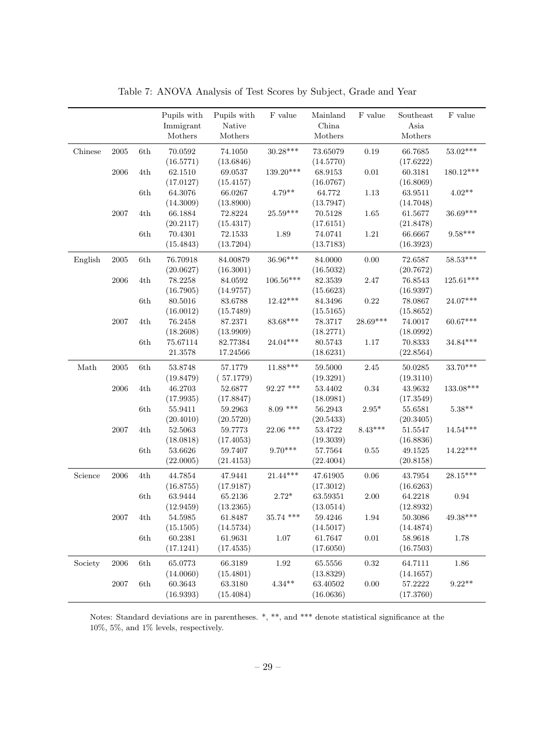Table 7: ANOVA Analysis of Test Scores by Subject, Grade and Year

| | | | Pupils with Immigrant Mothers | Pupils with Native Mothers | F value | Mainland China Mothers | F value | Southeast Asia Mothers | F value |
|---|---|---|---|---|---|---|---|---|---|
| Chinese | 2005 | 6th | 70.0592 | 74.1050 | 30.28*** | 73.65079 | 0.19 | 66.7685 | 53.02*** |
| | | | (16.5771) | (13.6846) | | (14.5770) | | (17.6222) | |
| | 2006 | 4th | 62.1510 | 69.0537 | 139.20*** | 68.9153 | 0.01 | 60.3181 | 180.12*** |
| | | | (17.0127) | (15.4157) | | (16.0767) | | (16.8069) | |
| | | 6th | 64.3076 | 66.0267 | 4.79** | 64.772 | 1.13 | 63.9511 | 4.02** |
| | | | (14.3009) | (13.8900) | | (13.7947) | | (14.7048) | |
| | 2007 | 4th | 66.1884 | 72.8224 | 25.59*** | 70.5128 | 1.65 | 61.5677 | 36.69*** |
| | | | (20.2117) | (15.4317) | | (17.6151) | | (21.8478) | |
| | | 6th | 70.4301 | 72.1533 | 1.89 | 74.0741 | 1.21 | 66.6667 | 9.58*** |
| | | | (15.4843) | (13.7204) | | (13.7183) | | (16.3923) | |
| English | 2005 | 6th | 76.70918 | 84.00879 | 36.96*** | 84.0000 | 0.00 | 72.6587 | 58.53*** |
| | | | (20.0627) | (16.3001) | | (16.5032) | | (20.7672) | |
| | 2006 | 4th | 78.2258 | 84.0592 | 106.56*** | 82.3539 | 2.47 | 76.8543 | 125.61*** |
| | | | (16.7905) | (14.9757) | | (15.6623) | | (16.9397) | |
| | | 6th | 80.5016 | 83.6788 | 12.42*** | 84.3496 | 0.22 | 78.0867 | 24.07*** |
| | | | (16.0012) | (15.7489) | | (15.5165) | | (15.8652) | |
| | 2007 | 4th | 76.2458 | 87.2371 | 83.68*** | 78.3717 | 28.69*** | 74.0017 | 60.67*** |
| | | | (18.2608) | (13.9909) | | (18.2771) | | (18.0992) | |
| | | 6th | 75.67114 | 82.77384 | 24.04*** | 80.5743 | 1.17 | 70.8333 | 34.84*** |
| | | | 21.3578 | 17.24566 | | (18.6231) | | (22.8564) | |
| Math | 2005 | 6th | 53.8748 | 57.1779 | 11.88*** | 59.5000 | 2.45 | 50.0285 | 33.70*** |
| | | | (19.8479) | ( 57.1779) | | (19.3291) | | (19.3110) | |
| | 2006 | 4th | 46.2703 | 52.6877 | 92.27 *** | 53.4402 | 0.34 | 43.9632 | 133.08*** |
| | | | (17.9935) | (17.8847) | | (18.0981) | | (17.3549) | |
| | | 6th | 55.9411 | 59.2963 | 8.09 *** | 56.2943 | 2.95* | 55.6581 | 5.38** |
| | | | (20.4010) | (20.5720) | | (20.5433) | | (20.3405) | |
| | 2007 | 4th | 52.5063 | 59.7773 | 22.06 *** | 53.4722 | 8.43*** | 51.5547 | 14.54*** |
| | | | (18.0818) | (17.4053) | | (19.3039) | | (16.8836) | |
| | | 6th | 53.6626 | 59.7407 | 9.70*** | 57.7564 | 0.55 | 49.1525 | 14.22*** |
| | | | (22.0005) | (21.4153) | | (22.4004) | | (20.8158) | |
| Science | 2006 | 4th | 44.7854 | 47.9441 | 21.44*** | 47.61905 | 0.06 | 43.7954 | 28.15*** |
| | | | (16.8755) | (17.9187) | | (17.3012) | | (16.6263) | |
| | | 6th | 63.9444 | 65.2136 | 2.72* | 63.59351 | 2.00 | 64.2218 | 0.94 |
| | | | (12.9459) | (13.2365) | | (13.0514) | | (12.8932) | |
| | 2007 | 4th | 54.5985 | 61.8487 | 35.74 *** | 59.4246 | 1.94 | 50.3086 | 49.38*** |
| | | | (15.1505) | (14.5734) | | (14.5017) | | (14.4874) | |
| | | 6th | 60.2381 | 61.9631 | 1.07 | 61.7647 | 0.01 | 58.9618 | 1.78 |
| | | | (17.1241) | (17.4535) | | (17.6050) | | (16.7503) | |
| Society | 2006 | 6th | 65.0773 | 66.3189 | 1.92 | 65.5556 | 0.32 | 64.7111 | 1.86 |
| | | | (14.0060) | (15.4801) | | (13.8329) | | (14.1657) | |
| | 2007 | 6th | 60.3643 | 63.3180 | 4.34** | 63.40502 | 0.00 | 57.2222 | 9.22** |
| | | | (16.9393) | (15.4084) | | (16.0636) | | (17.3760) | |

Notes: Standard deviations are in parentheses. *, **, and *** denote statistical significance at the 10%, 5%, and 1% levels, respectively.